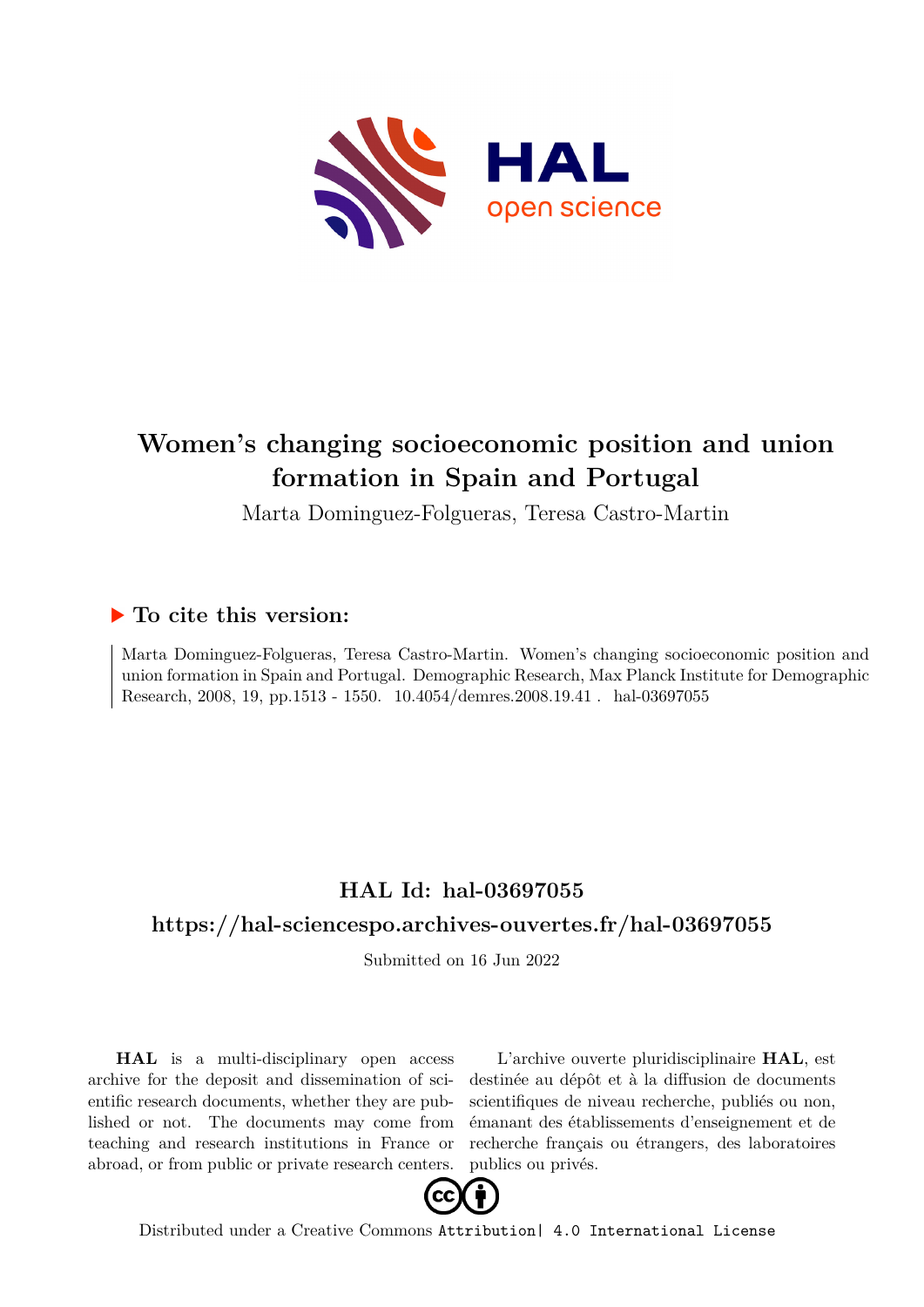# Women's changing socioeconomic position and union formation in Spain and Portugal

Marta Dominguez-Folgueras, Teresa Castro-Martin

## ▶ To cite this version:

Marta Dominguez-Folgueras, Teresa Castro-Martin. Women's changing socioeconomic position and union formation in Spain and Portugal. Demographic Research, Max Planck Institute for Demographic Research, 2008, 19, pp.1513 - 1550. 10.4054/demres.2008.19.41 . hal-03697055

## HAL Id: hal-03697055

## https://hal-sciencespo.archives-ouvertes.fr/hal-03697055

Submitted on 16 Jun 2022

**HAL** is a multi-disciplinary open access archive for the deposit and dissemination of scientific research documents, whether they are published or not. The documents may come from teaching and research institutions in France or abroad, or from public or private research centers.

L'archive ouverte pluridisciplinaire **HAL**, est destinée au dépôt et à la diffusion de documents scientifiques de niveau recherche, publiés ou non, émanant des établissements d'enseignement et de recherche français ou étrangers, des laboratoires publics ou privés.

Distributed under a Creative Commons Attribution| 4.0 International License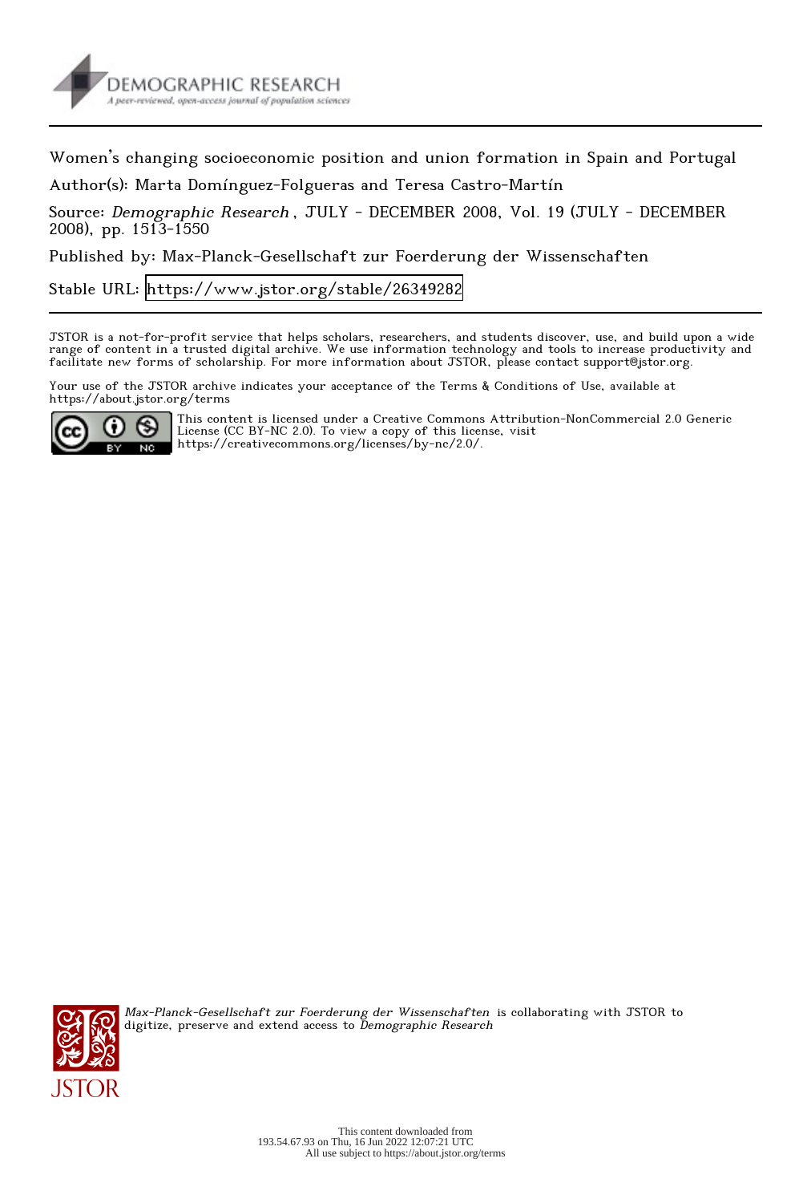Women's changing socioeconomic position and union formation in Spain and Portugal

Author(s): Marta Domínguez-Folgueras and Teresa Castro-Martín

Source: *Demographic Research*, JULY - DECEMBER 2008, Vol. 19 (JULY - DECEMBER 2008), pp. 1513-1550

Published by: Max-Planck-Gesellschaft zur Foerderung der Wissenschaften

Stable URL: https://www.jstor.org/stable/26349282

JSTOR is a not-for-profit service that helps scholars, researchers, and students discover, use, and build upon a wide range of content in a trusted digital archive. We use information technology and tools to increase productivity and facilitate new forms of scholarship. For more information about JSTOR, please contact support@jstor.org.

Your use of the JSTOR archive indicates your acceptance of the Terms & Conditions of Use, available at https://about.jstor.org/terms

This content is licensed under a Creative Commons Attribution-NonCommercial 2.0 Generic License (CC BY-NC 2.0). To view a copy of this license, visit https://creativecommons.org/licenses/by-nc/2.0/.

*Max-Planck-Gesellschaft zur Foerderung der Wissenschaften* is collaborating with JSTOR to digitize, preserve and extend access to *Demographic Research*

This content downloaded from 193.54.67.93 on Thu, 16 Jun 2022 12:07:21 UTC
All use subject to https://about.jstor.org/terms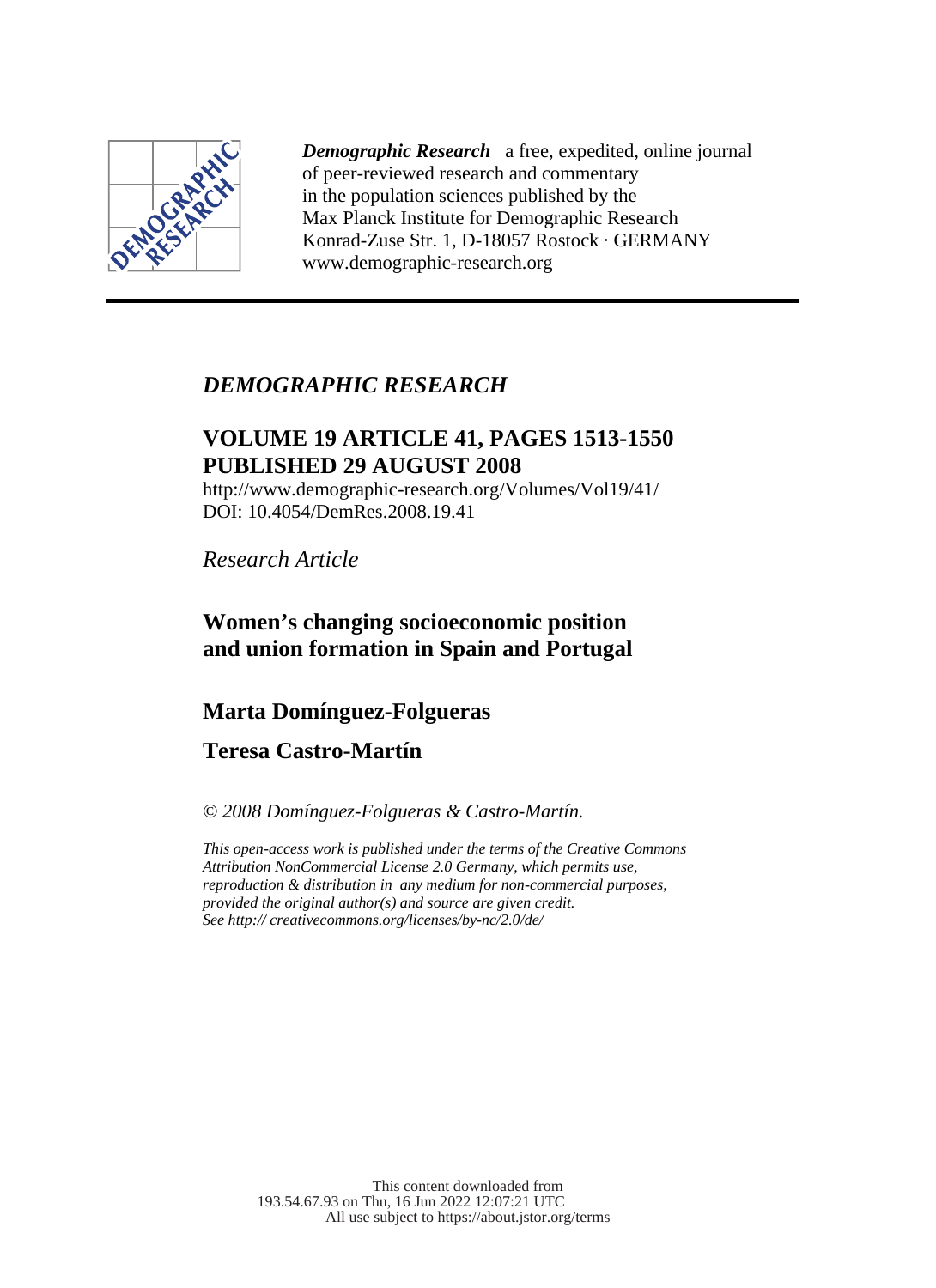*Demographic Research* a free, expedited, online journal of peer-reviewed research and commentary in the population sciences published by the Max Planck Institute for Demographic Research Konrad-Zuse Str. 1, D-18057 Rostock · GERMANY www.demographic-research.org

*DEMOGRAPHIC RESEARCH*

**VOLUME 19 ARTICLE 41, PAGES 1513-1550**
**PUBLISHED 29 AUGUST 2008**

http://www.demographic-research.org/Volumes/Vol19/41/
DOI: 10.4054/DemRes.2008.19.41

*Research Article*

# Women's changing socioeconomic position and union formation in Spain and Portugal

## Marta Domínguez-Folgueras

## Teresa Castro-Martín

*© 2008 Domínguez-Folgueras & Castro-Martín.*

*This open-access work is published under the terms of the Creative Commons Attribution NonCommercial License 2.0 Germany, which permits use, reproduction & distribution in any medium for non-commercial purposes, provided the original author(s) and source are given credit. See http:// creativecommons.org/licenses/by-nc/2.0/de/*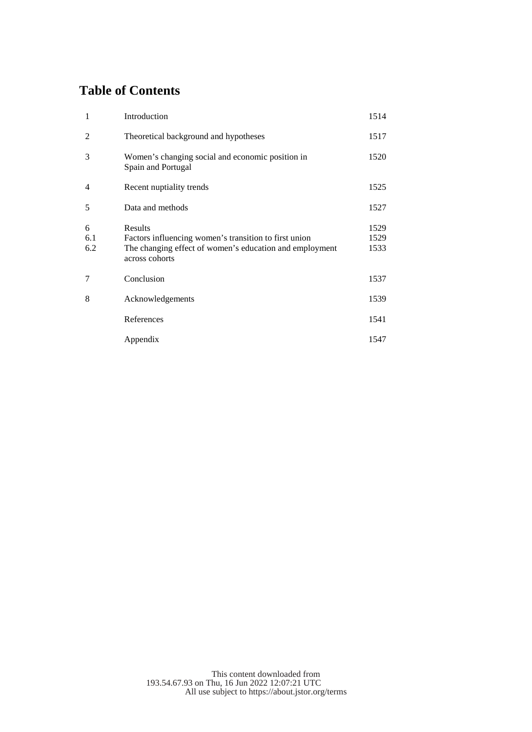# Table of Contents

| | | |
|---|---|---|
| 1 | Introduction | 1514 |
| 2 | Theoretical background and hypotheses | 1517 |
| 3 | Women's changing social and economic position in Spain and Portugal | 1520 |
| 4 | Recent nuptiality trends | 1525 |
| 5 | Data and methods | 1527 |
| 6 | Results | 1529 |
| 6.1 | Factors influencing women's transition to first union | 1529 |
| 6.2 | The changing effect of women's education and employment across cohorts | 1533 |
| 7 | Conclusion | 1537 |
| 8 | Acknowledgements | 1539 |
| | References | 1541 |
| | Appendix | 1547 |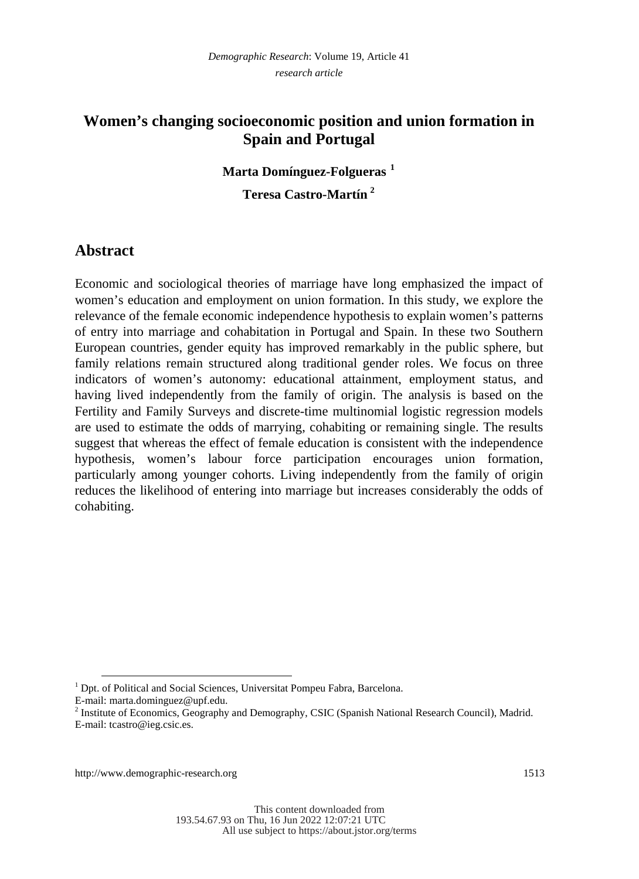# Women's changing socioeconomic position and union formation in Spain and Portugal

**Marta Domínguez-Folgueras** [1]

**Teresa Castro-Martín** [2]

## Abstract

Economic and sociological theories of marriage have long emphasized the impact of women's education and employment on union formation. In this study, we explore the relevance of the female economic independence hypothesis to explain women's patterns of entry into marriage and cohabitation in Portugal and Spain. In these two Southern European countries, gender equity has improved remarkably in the public sphere, but family relations remain structured along traditional gender roles. We focus on three indicators of women's autonomy: educational attainment, employment status, and having lived independently from the family of origin. The analysis is based on the Fertility and Family Surveys and discrete-time multinomial logistic regression models are used to estimate the odds of marrying, cohabiting or remaining single. The results suggest that whereas the effect of female education is consistent with the independence hypothesis, women's labour force participation encourages union formation, particularly among younger cohorts. Living independently from the family of origin reduces the likelihood of entering into marriage but increases considerably the odds of cohabiting.

---

[1] Dpt. of Political and Social Sciences, Universitat Pompeu Fabra, Barcelona. E-mail: marta.dominguez@upf.edu.

[2] Institute of Economics, Geography and Demography, CSIC (Spanish National Research Council), Madrid. E-mail: tcastro@ieg.csic.es.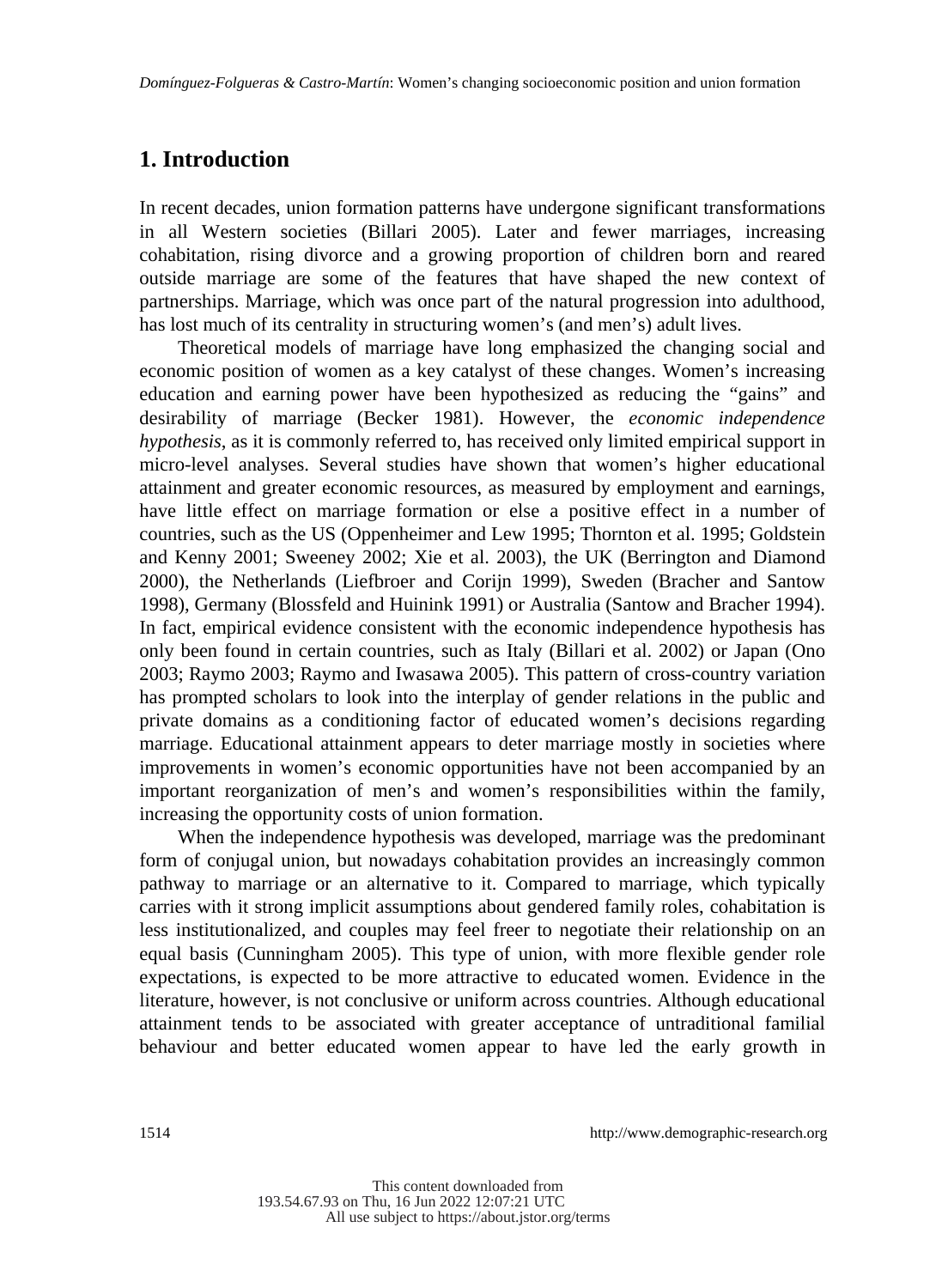## 1. Introduction

In recent decades, union formation patterns have undergone significant transformations in all Western societies (Billari 2005). Later and fewer marriages, increasing cohabitation, rising divorce and a growing proportion of children born and reared outside marriage are some of the features that have shaped the new context of partnerships. Marriage, which was once part of the natural progression into adulthood, has lost much of its centrality in structuring women's (and men's) adult lives.

Theoretical models of marriage have long emphasized the changing social and economic position of women as a key catalyst of these changes. Women's increasing education and earning power have been hypothesized as reducing the "gains" and desirability of marriage (Becker 1981). However, the *economic independence hypothesis*, as it is commonly referred to, has received only limited empirical support in micro-level analyses. Several studies have shown that women's higher educational attainment and greater economic resources, as measured by employment and earnings, have little effect on marriage formation or else a positive effect in a number of countries, such as the US (Oppenheimer and Lew 1995; Thornton et al. 1995; Goldstein and Kenny 2001; Sweeney 2002; Xie et al. 2003), the UK (Berrington and Diamond 2000), the Netherlands (Liefbroer and Corijn 1999), Sweden (Bracher and Santow 1998), Germany (Blossfeld and Huinink 1991) or Australia (Santow and Bracher 1994). In fact, empirical evidence consistent with the economic independence hypothesis has only been found in certain countries, such as Italy (Billari et al. 2002) or Japan (Ono 2003; Raymo 2003; Raymo and Iwasawa 2005). This pattern of cross-country variation has prompted scholars to look into the interplay of gender relations in the public and private domains as a conditioning factor of educated women's decisions regarding marriage. Educational attainment appears to deter marriage mostly in societies where improvements in women's economic opportunities have not been accompanied by an important reorganization of men's and women's responsibilities within the family, increasing the opportunity costs of union formation.

When the independence hypothesis was developed, marriage was the predominant form of conjugal union, but nowadays cohabitation provides an increasingly common pathway to marriage or an alternative to it. Compared to marriage, which typically carries with it strong implicit assumptions about gendered family roles, cohabitation is less institutionalized, and couples may feel freer to negotiate their relationship on an equal basis (Cunningham 2005). This type of union, with more flexible gender role expectations, is expected to be more attractive to educated women. Evidence in the literature, however, is not conclusive or uniform across countries. Although educational attainment tends to be associated with greater acceptance of untraditional familial behaviour and better educated women appear to have led the early growth in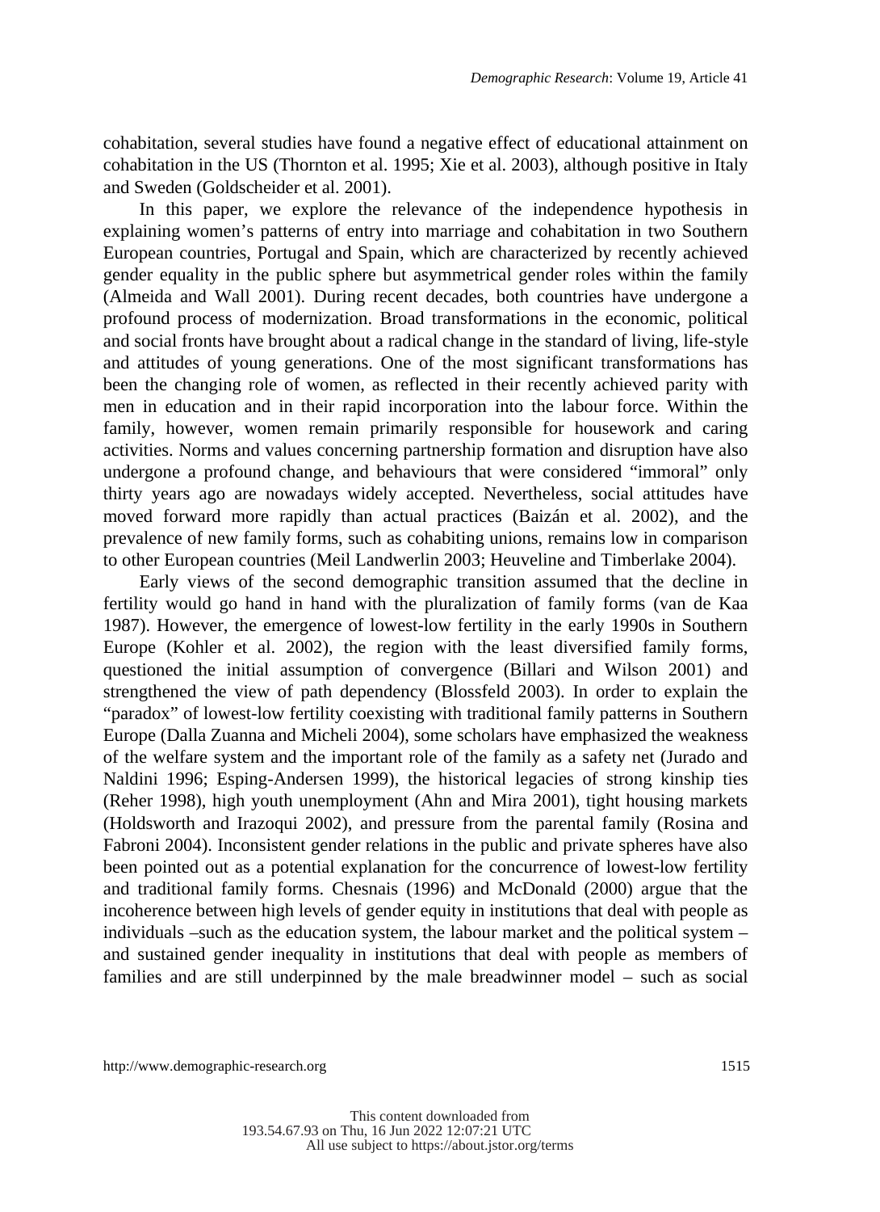cohabitation, several studies have found a negative effect of educational attainment on cohabitation in the US (Thornton et al. 1995; Xie et al. 2003), although positive in Italy and Sweden (Goldscheider et al. 2001).

In this paper, we explore the relevance of the independence hypothesis in explaining women's patterns of entry into marriage and cohabitation in two Southern European countries, Portugal and Spain, which are characterized by recently achieved gender equality in the public sphere but asymmetrical gender roles within the family (Almeida and Wall 2001). During recent decades, both countries have undergone a profound process of modernization. Broad transformations in the economic, political and social fronts have brought about a radical change in the standard of living, life-style and attitudes of young generations. One of the most significant transformations has been the changing role of women, as reflected in their recently achieved parity with men in education and in their rapid incorporation into the labour force. Within the family, however, women remain primarily responsible for housework and caring activities. Norms and values concerning partnership formation and disruption have also undergone a profound change, and behaviours that were considered "immoral" only thirty years ago are nowadays widely accepted. Nevertheless, social attitudes have moved forward more rapidly than actual practices (Baizán et al. 2002), and the prevalence of new family forms, such as cohabiting unions, remains low in comparison to other European countries (Meil Landwerlin 2003; Heuveline and Timberlake 2004).

Early views of the second demographic transition assumed that the decline in fertility would go hand in hand with the pluralization of family forms (van de Kaa 1987). However, the emergence of lowest-low fertility in the early 1990s in Southern Europe (Kohler et al. 2002), the region with the least diversified family forms, questioned the initial assumption of convergence (Billari and Wilson 2001) and strengthened the view of path dependency (Blossfeld 2003). In order to explain the "paradox" of lowest-low fertility coexisting with traditional family patterns in Southern Europe (Dalla Zuanna and Micheli 2004), some scholars have emphasized the weakness of the welfare system and the important role of the family as a safety net (Jurado and Naldini 1996; Esping-Andersen 1999), the historical legacies of strong kinship ties (Reher 1998), high youth unemployment (Ahn and Mira 2001), tight housing markets (Holdsworth and Irazoqui 2002), and pressure from the parental family (Rosina and Fabroni 2004). Inconsistent gender relations in the public and private spheres have also been pointed out as a potential explanation for the concurrence of lowest-low fertility and traditional family forms. Chesnais (1996) and McDonald (2000) argue that the incoherence between high levels of gender equity in institutions that deal with people as individuals –such as the education system, the labour market and the political system – and sustained gender inequality in institutions that deal with people as members of families and are still underpinned by the male breadwinner model – such as social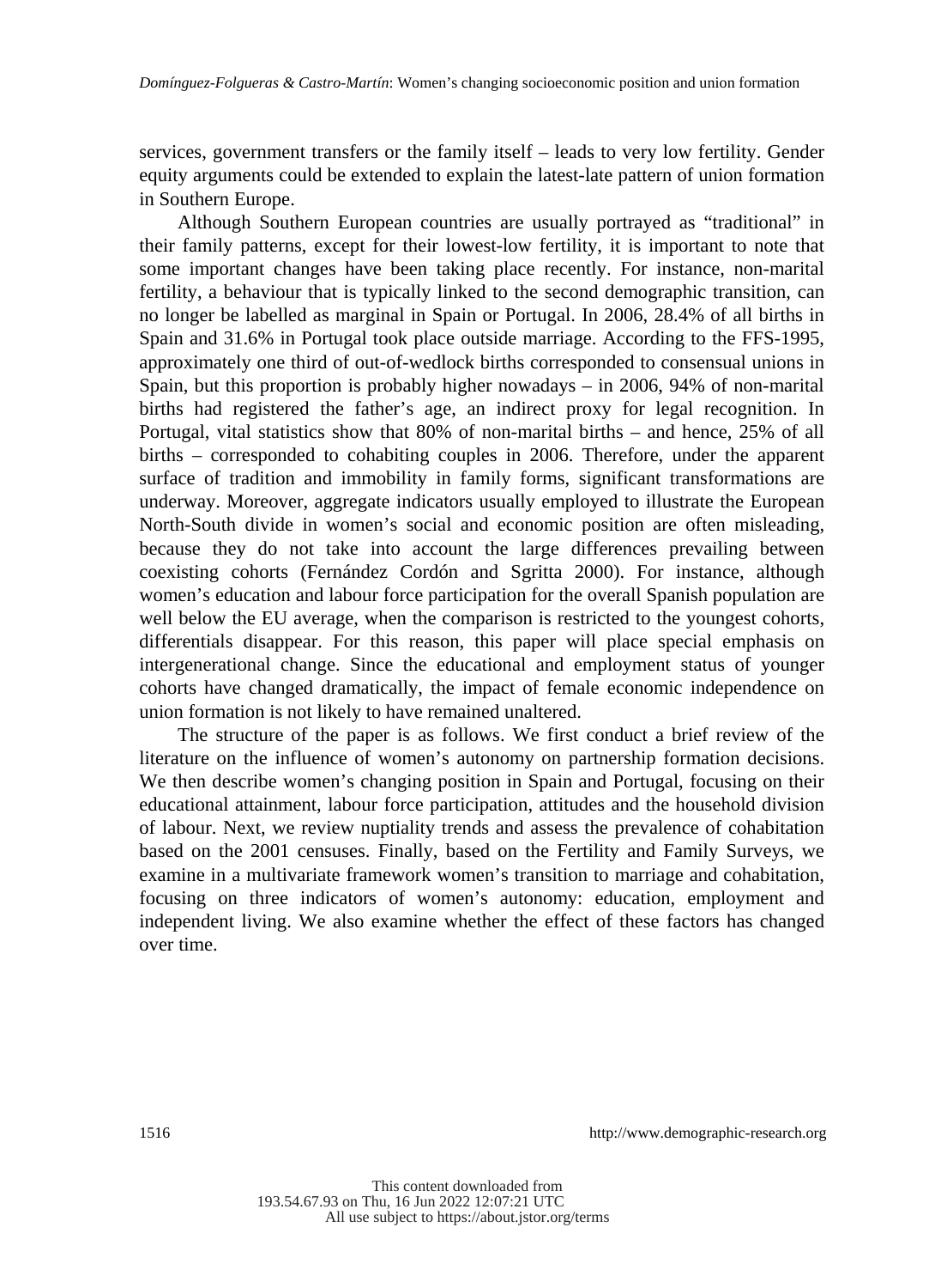services, government transfers or the family itself – leads to very low fertility. Gender equity arguments could be extended to explain the latest-late pattern of union formation in Southern Europe.

Although Southern European countries are usually portrayed as "traditional" in their family patterns, except for their lowest-low fertility, it is important to note that some important changes have been taking place recently. For instance, non-marital fertility, a behaviour that is typically linked to the second demographic transition, can no longer be labelled as marginal in Spain or Portugal. In 2006, 28.4% of all births in Spain and 31.6% in Portugal took place outside marriage. According to the FFS-1995, approximately one third of out-of-wedlock births corresponded to consensual unions in Spain, but this proportion is probably higher nowadays – in 2006, 94% of non-marital births had registered the father's age, an indirect proxy for legal recognition. In Portugal, vital statistics show that 80% of non-marital births – and hence, 25% of all births – corresponded to cohabiting couples in 2006. Therefore, under the apparent surface of tradition and immobility in family forms, significant transformations are underway. Moreover, aggregate indicators usually employed to illustrate the European North-South divide in women's social and economic position are often misleading, because they do not take into account the large differences prevailing between coexisting cohorts (Fernández Cordón and Sgritta 2000). For instance, although women's education and labour force participation for the overall Spanish population are well below the EU average, when the comparison is restricted to the youngest cohorts, differentials disappear. For this reason, this paper will place special emphasis on intergenerational change. Since the educational and employment status of younger cohorts have changed dramatically, the impact of female economic independence on union formation is not likely to have remained unaltered.

The structure of the paper is as follows. We first conduct a brief review of the literature on the influence of women's autonomy on partnership formation decisions. We then describe women's changing position in Spain and Portugal, focusing on their educational attainment, labour force participation, attitudes and the household division of labour. Next, we review nuptiality trends and assess the prevalence of cohabitation based on the 2001 censuses. Finally, based on the Fertility and Family Surveys, we examine in a multivariate framework women's transition to marriage and cohabitation, focusing on three indicators of women's autonomy: education, employment and independent living. We also examine whether the effect of these factors has changed over time.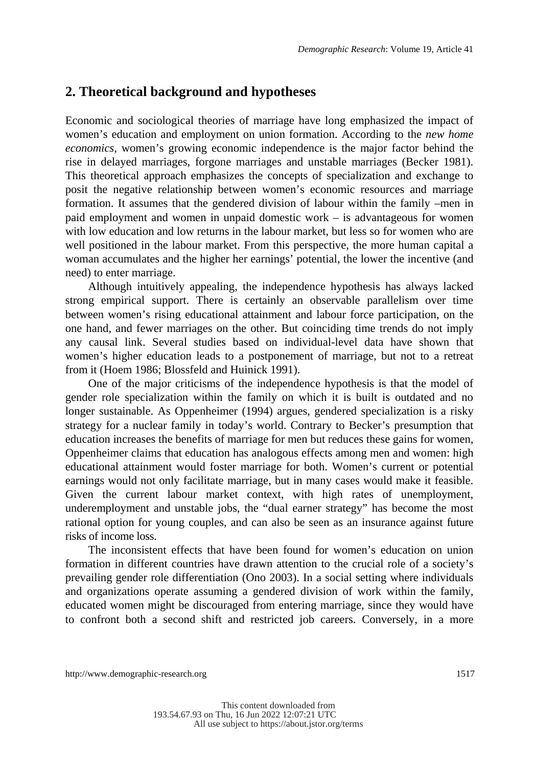## 2. Theoretical background and hypotheses

Economic and sociological theories of marriage have long emphasized the impact of women's education and employment on union formation. According to the *new home economics*, women's growing economic independence is the major factor behind the rise in delayed marriages, forgone marriages and unstable marriages (Becker 1981). This theoretical approach emphasizes the concepts of specialization and exchange to posit the negative relationship between women's economic resources and marriage formation. It assumes that the gendered division of labour within the family –men in paid employment and women in unpaid domestic work – is advantageous for women with low education and low returns in the labour market, but less so for women who are well positioned in the labour market. From this perspective, the more human capital a woman accumulates and the higher her earnings' potential, the lower the incentive (and need) to enter marriage.

Although intuitively appealing, the independence hypothesis has always lacked strong empirical support. There is certainly an observable parallelism over time between women's rising educational attainment and labour force participation, on the one hand, and fewer marriages on the other. But coinciding time trends do not imply any causal link. Several studies based on individual-level data have shown that women's higher education leads to a postponement of marriage, but not to a retreat from it (Hoem 1986; Blossfeld and Huinick 1991).

One of the major criticisms of the independence hypothesis is that the model of gender role specialization within the family on which it is built is outdated and no longer sustainable. As Oppenheimer (1994) argues, gendered specialization is a risky strategy for a nuclear family in today's world. Contrary to Becker's presumption that education increases the benefits of marriage for men but reduces these gains for women, Oppenheimer claims that education has analogous effects among men and women: high educational attainment would foster marriage for both. Women's current or potential earnings would not only facilitate marriage, but in many cases would make it feasible. Given the current labour market context, with high rates of unemployment, underemployment and unstable jobs, the "dual earner strategy" has become the most rational option for young couples, and can also be seen as an insurance against future risks of income loss.

The inconsistent effects that have been found for women's education on union formation in different countries have drawn attention to the crucial role of a society's prevailing gender role differentiation (Ono 2003). In a social setting where individuals and organizations operate assuming a gendered division of work within the family, educated women might be discouraged from entering marriage, since they would have to confront both a second shift and restricted job careers. Conversely, in a more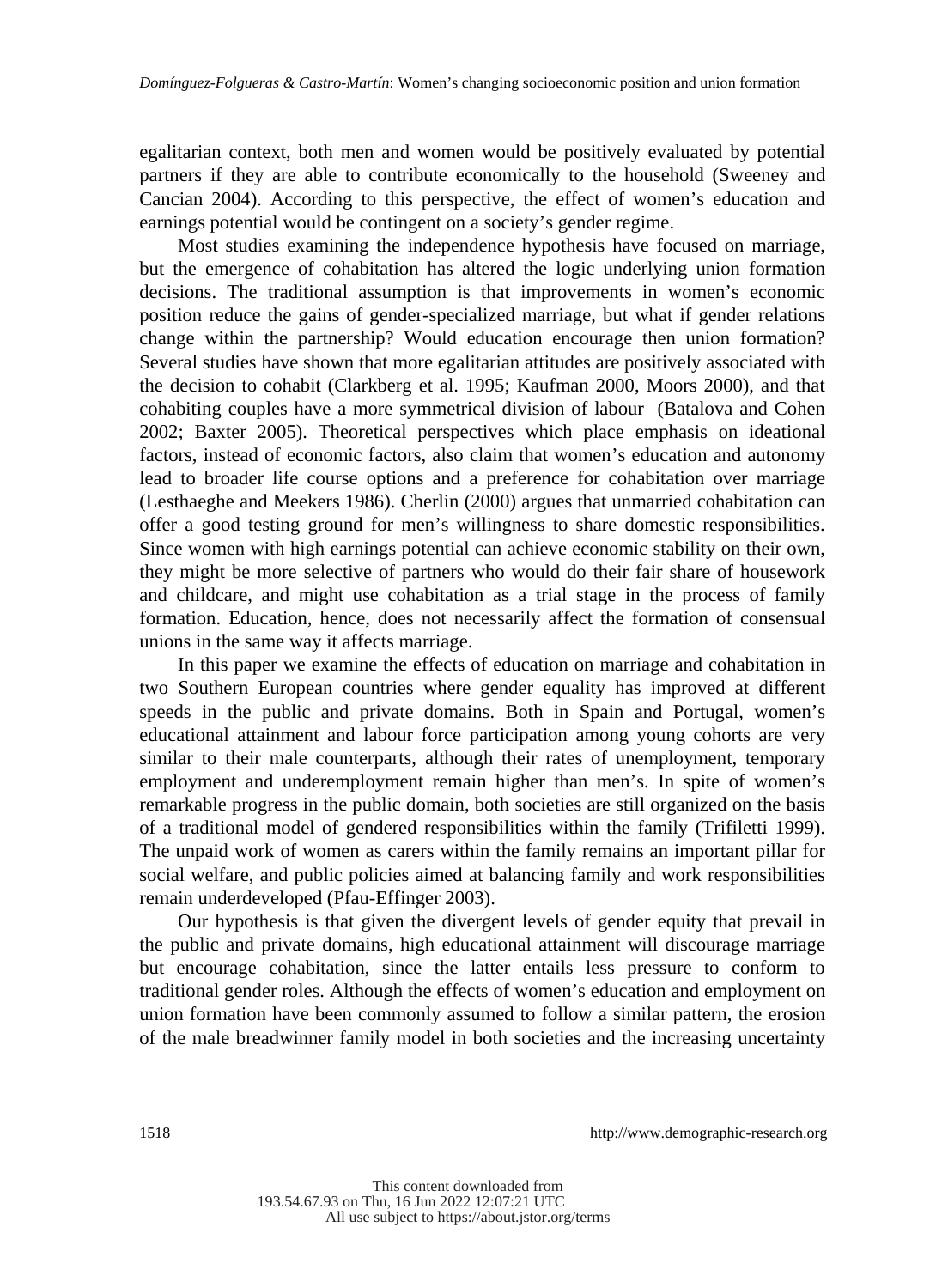egalitarian context, both men and women would be positively evaluated by potential partners if they are able to contribute economically to the household (Sweeney and Cancian 2004). According to this perspective, the effect of women's education and earnings potential would be contingent on a society's gender regime.

Most studies examining the independence hypothesis have focused on marriage, but the emergence of cohabitation has altered the logic underlying union formation decisions. The traditional assumption is that improvements in women's economic position reduce the gains of gender-specialized marriage, but what if gender relations change within the partnership? Would education encourage then union formation? Several studies have shown that more egalitarian attitudes are positively associated with the decision to cohabit (Clarkberg et al. 1995; Kaufman 2000, Moors 2000), and that cohabiting couples have a more symmetrical division of labour (Batalova and Cohen 2002; Baxter 2005). Theoretical perspectives which place emphasis on ideational factors, instead of economic factors, also claim that women's education and autonomy lead to broader life course options and a preference for cohabitation over marriage (Lesthaeghe and Meekers 1986). Cherlin (2000) argues that unmarried cohabitation can offer a good testing ground for men's willingness to share domestic responsibilities. Since women with high earnings potential can achieve economic stability on their own, they might be more selective of partners who would do their fair share of housework and childcare, and might use cohabitation as a trial stage in the process of family formation. Education, hence, does not necessarily affect the formation of consensual unions in the same way it affects marriage.

In this paper we examine the effects of education on marriage and cohabitation in two Southern European countries where gender equality has improved at different speeds in the public and private domains. Both in Spain and Portugal, women's educational attainment and labour force participation among young cohorts are very similar to their male counterparts, although their rates of unemployment, temporary employment and underemployment remain higher than men's. In spite of women's remarkable progress in the public domain, both societies are still organized on the basis of a traditional model of gendered responsibilities within the family (Trifiletti 1999). The unpaid work of women as carers within the family remains an important pillar for social welfare, and public policies aimed at balancing family and work responsibilities remain underdeveloped (Pfau-Effinger 2003).

Our hypothesis is that given the divergent levels of gender equity that prevail in the public and private domains, high educational attainment will discourage marriage but encourage cohabitation, since the latter entails less pressure to conform to traditional gender roles. Although the effects of women's education and employment on union formation have been commonly assumed to follow a similar pattern, the erosion of the male breadwinner family model in both societies and the increasing uncertainty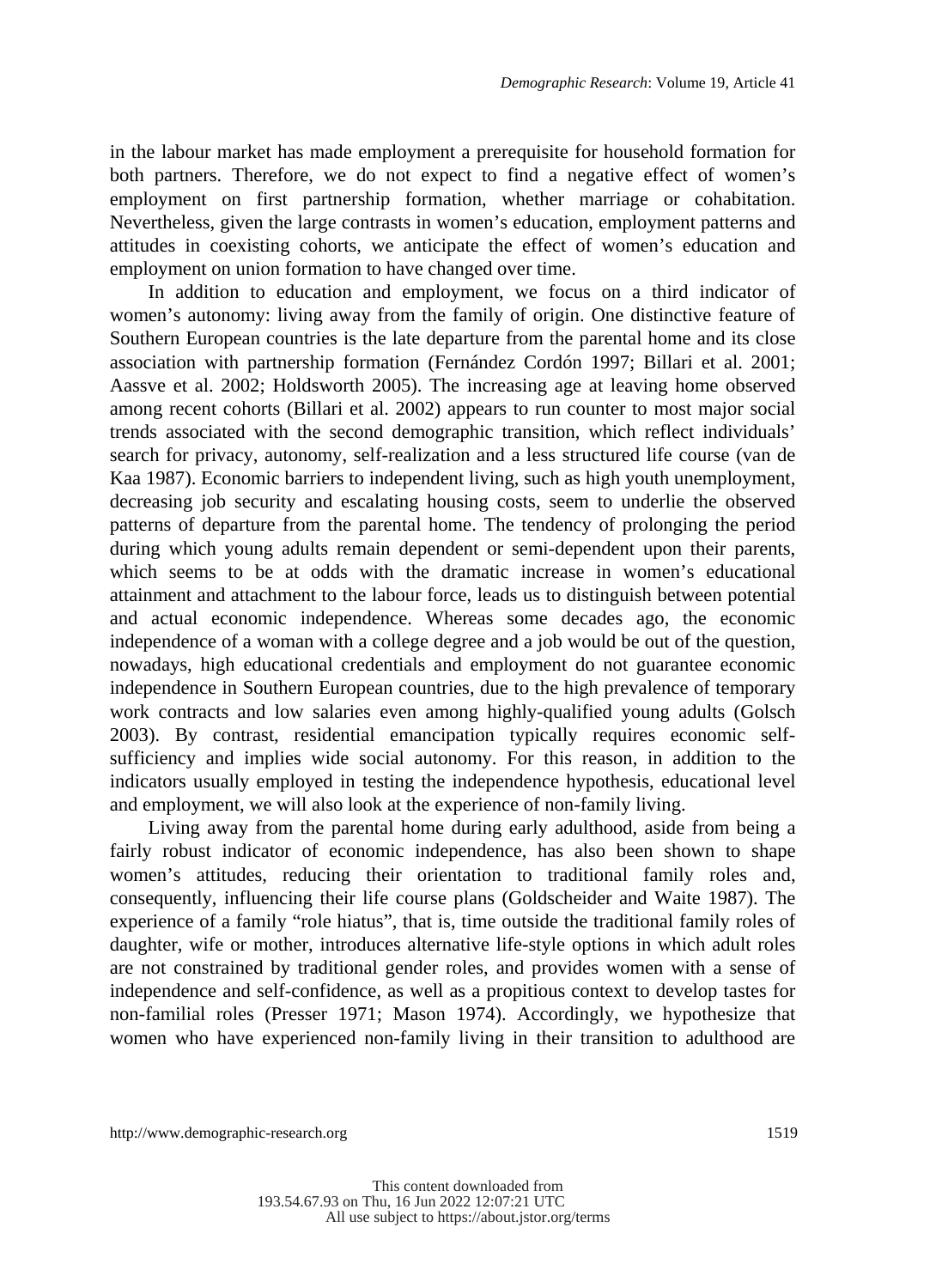in the labour market has made employment a prerequisite for household formation for both partners. Therefore, we do not expect to find a negative effect of women's employment on first partnership formation, whether marriage or cohabitation. Nevertheless, given the large contrasts in women's education, employment patterns and attitudes in coexisting cohorts, we anticipate the effect of women's education and employment on union formation to have changed over time.

In addition to education and employment, we focus on a third indicator of women's autonomy: living away from the family of origin. One distinctive feature of Southern European countries is the late departure from the parental home and its close association with partnership formation (Fernández Cordón 1997; Billari et al. 2001; Aassve et al. 2002; Holdsworth 2005). The increasing age at leaving home observed among recent cohorts (Billari et al. 2002) appears to run counter to most major social trends associated with the second demographic transition, which reflect individuals' search for privacy, autonomy, self-realization and a less structured life course (van de Kaa 1987). Economic barriers to independent living, such as high youth unemployment, decreasing job security and escalating housing costs, seem to underlie the observed patterns of departure from the parental home. The tendency of prolonging the period during which young adults remain dependent or semi-dependent upon their parents, which seems to be at odds with the dramatic increase in women's educational attainment and attachment to the labour force, leads us to distinguish between potential and actual economic independence. Whereas some decades ago, the economic independence of a woman with a college degree and a job would be out of the question, nowadays, high educational credentials and employment do not guarantee economic independence in Southern European countries, due to the high prevalence of temporary work contracts and low salaries even among highly-qualified young adults (Golsch 2003). By contrast, residential emancipation typically requires economic self-sufficiency and implies wide social autonomy. For this reason, in addition to the indicators usually employed in testing the independence hypothesis, educational level and employment, we will also look at the experience of non-family living.

Living away from the parental home during early adulthood, aside from being a fairly robust indicator of economic independence, has also been shown to shape women's attitudes, reducing their orientation to traditional family roles and, consequently, influencing their life course plans (Goldscheider and Waite 1987). The experience of a family "role hiatus", that is, time outside the traditional family roles of daughter, wife or mother, introduces alternative life-style options in which adult roles are not constrained by traditional gender roles, and provides women with a sense of independence and self-confidence, as well as a propitious context to develop tastes for non-familial roles (Presser 1971; Mason 1974). Accordingly, we hypothesize that women who have experienced non-family living in their transition to adulthood are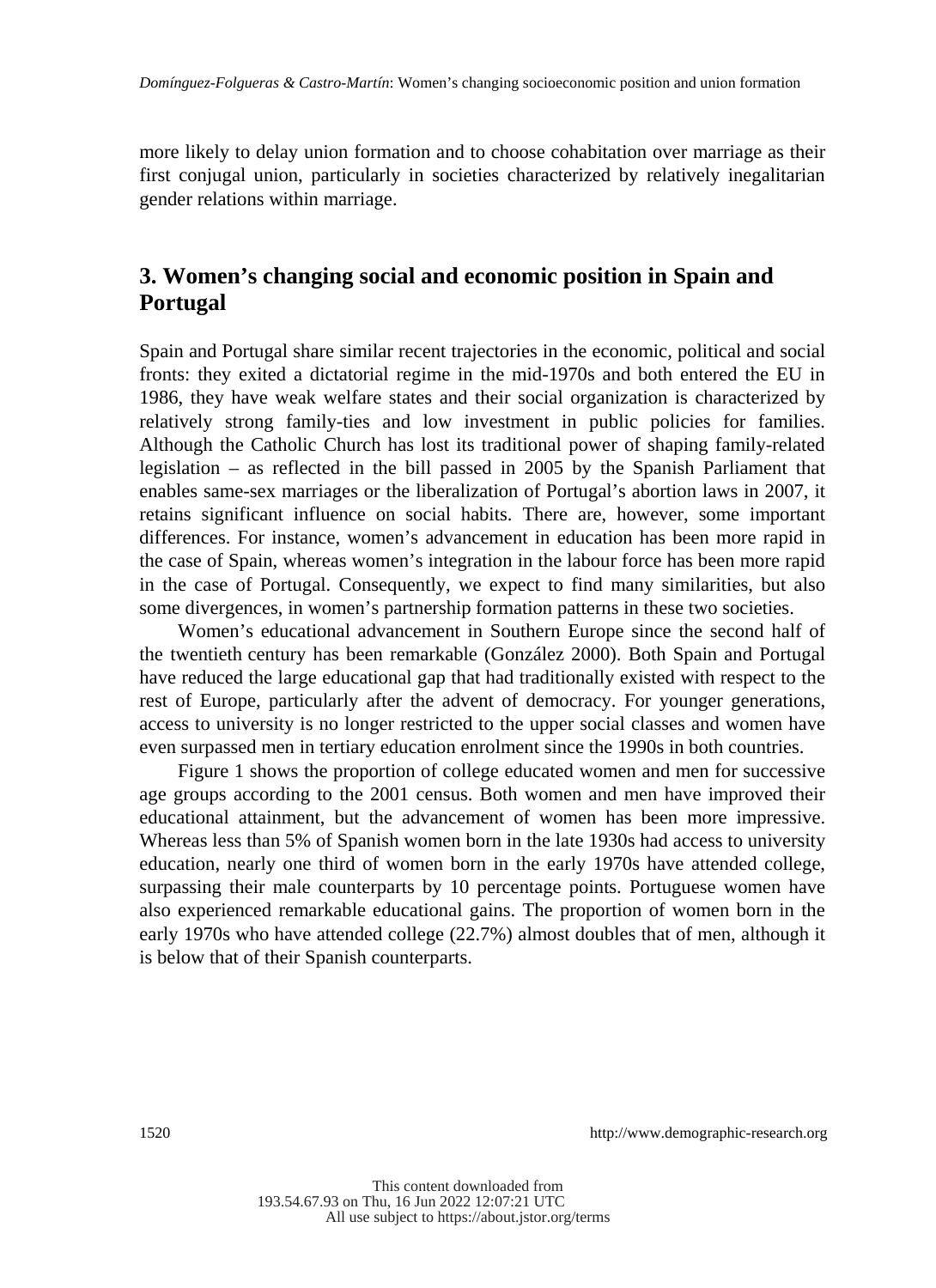more likely to delay union formation and to choose cohabitation over marriage as their first conjugal union, particularly in societies characterized by relatively inegalitarian gender relations within marriage.

## 3. Women's changing social and economic position in Spain and Portugal

Spain and Portugal share similar recent trajectories in the economic, political and social fronts: they exited a dictatorial regime in the mid-1970s and both entered the EU in 1986, they have weak welfare states and their social organization is characterized by relatively strong family-ties and low investment in public policies for families. Although the Catholic Church has lost its traditional power of shaping family-related legislation – as reflected in the bill passed in 2005 by the Spanish Parliament that enables same-sex marriages or the liberalization of Portugal's abortion laws in 2007, it retains significant influence on social habits. There are, however, some important differences. For instance, women's advancement in education has been more rapid in the case of Spain, whereas women's integration in the labour force has been more rapid in the case of Portugal. Consequently, we expect to find many similarities, but also some divergences, in women's partnership formation patterns in these two societies.

Women's educational advancement in Southern Europe since the second half of the twentieth century has been remarkable (González 2000). Both Spain and Portugal have reduced the large educational gap that had traditionally existed with respect to the rest of Europe, particularly after the advent of democracy. For younger generations, access to university is no longer restricted to the upper social classes and women have even surpassed men in tertiary education enrolment since the 1990s in both countries.

Figure 1 shows the proportion of college educated women and men for successive age groups according to the 2001 census. Both women and men have improved their educational attainment, but the advancement of women has been more impressive. Whereas less than 5% of Spanish women born in the late 1930s had access to university education, nearly one third of women born in the early 1970s have attended college, surpassing their male counterparts by 10 percentage points. Portuguese women have also experienced remarkable educational gains. The proportion of women born in the early 1970s who have attended college (22.7%) almost doubles that of men, although it is below that of their Spanish counterparts.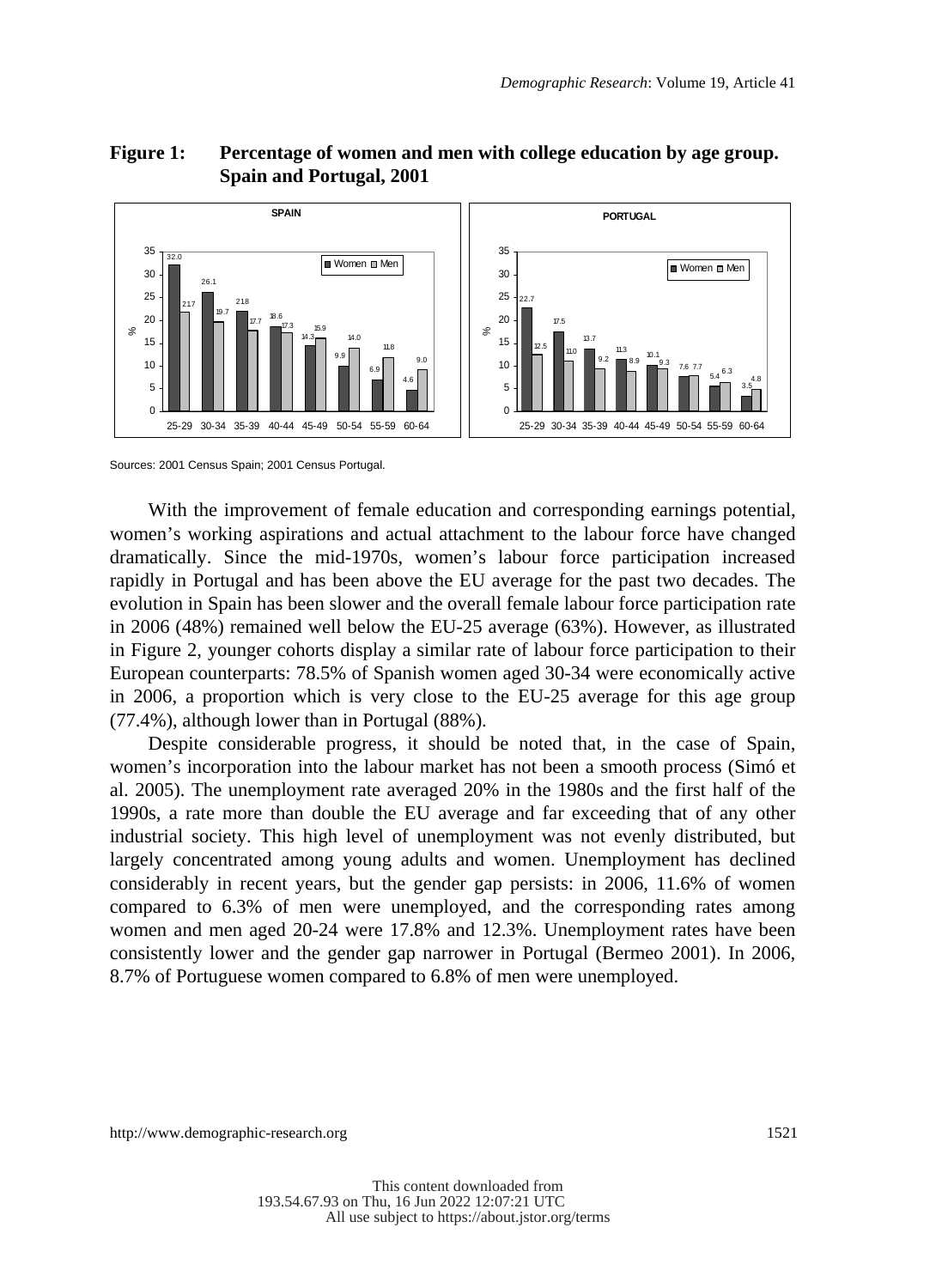**Figure 1: Percentage of women and men with college education by age group. Spain and Portugal, 2001**

**SPAIN**

| Age group | Women | Men |
|---|---|---|
| 25-29 | 32.0 | 21.7 |
| 30-34 | 26.1 | 19.7 |
| 35-39 | 21.8 | 17.7 |
| 40-44 | 18.6 | 17.3 |
| 45-49 | 14.3 | 15.9 |
| 50-54 | 9.9 | 14.0 |
| 55-59 | 6.9 | 11.8 |
| 60-64 | 4.6 | 9.0 |

**PORTUGAL**

| Age group | Women | Men |
|---|---|---|
| 25-29 | 22.7 | 12.5 |
| 30-34 | 17.5 | 11.0 |
| 35-39 | 13.7 | 9.2 |
| 40-44 | 11.3 | 8.9 |
| 45-49 | 10.1 | 9.3 |
| 50-54 | 7.6 | 7.7 |
| 55-59 | 5.4 | 6.3 |
| 60-64 | 3.5 | 4.8 |

Sources: 2001 Census Spain; 2001 Census Portugal.

With the improvement of female education and corresponding earnings potential, women's working aspirations and actual attachment to the labour force have changed dramatically. Since the mid-1970s, women's labour force participation increased rapidly in Portugal and has been above the EU average for the past two decades. The evolution in Spain has been slower and the overall female labour force participation rate in 2006 (48%) remained well below the EU-25 average (63%). However, as illustrated in Figure 2, younger cohorts display a similar rate of labour force participation to their European counterparts: 78.5% of Spanish women aged 30-34 were economically active in 2006, a proportion which is very close to the EU-25 average for this age group (77.4%), although lower than in Portugal (88%).

Despite considerable progress, it should be noted that, in the case of Spain, women's incorporation into the labour market has not been a smooth process (Simó et al. 2005). The unemployment rate averaged 20% in the 1980s and the first half of the 1990s, a rate more than double the EU average and far exceeding that of any other industrial society. This high level of unemployment was not evenly distributed, but largely concentrated among young adults and women. Unemployment has declined considerably in recent years, but the gender gap persists: in 2006, 11.6% of women compared to 6.3% of men were unemployed, and the corresponding rates among women and men aged 20-24 were 17.8% and 12.3%. Unemployment rates have been consistently lower and the gender gap narrower in Portugal (Bermeo 2001). In 2006, 8.7% of Portuguese women compared to 6.8% of men were unemployed.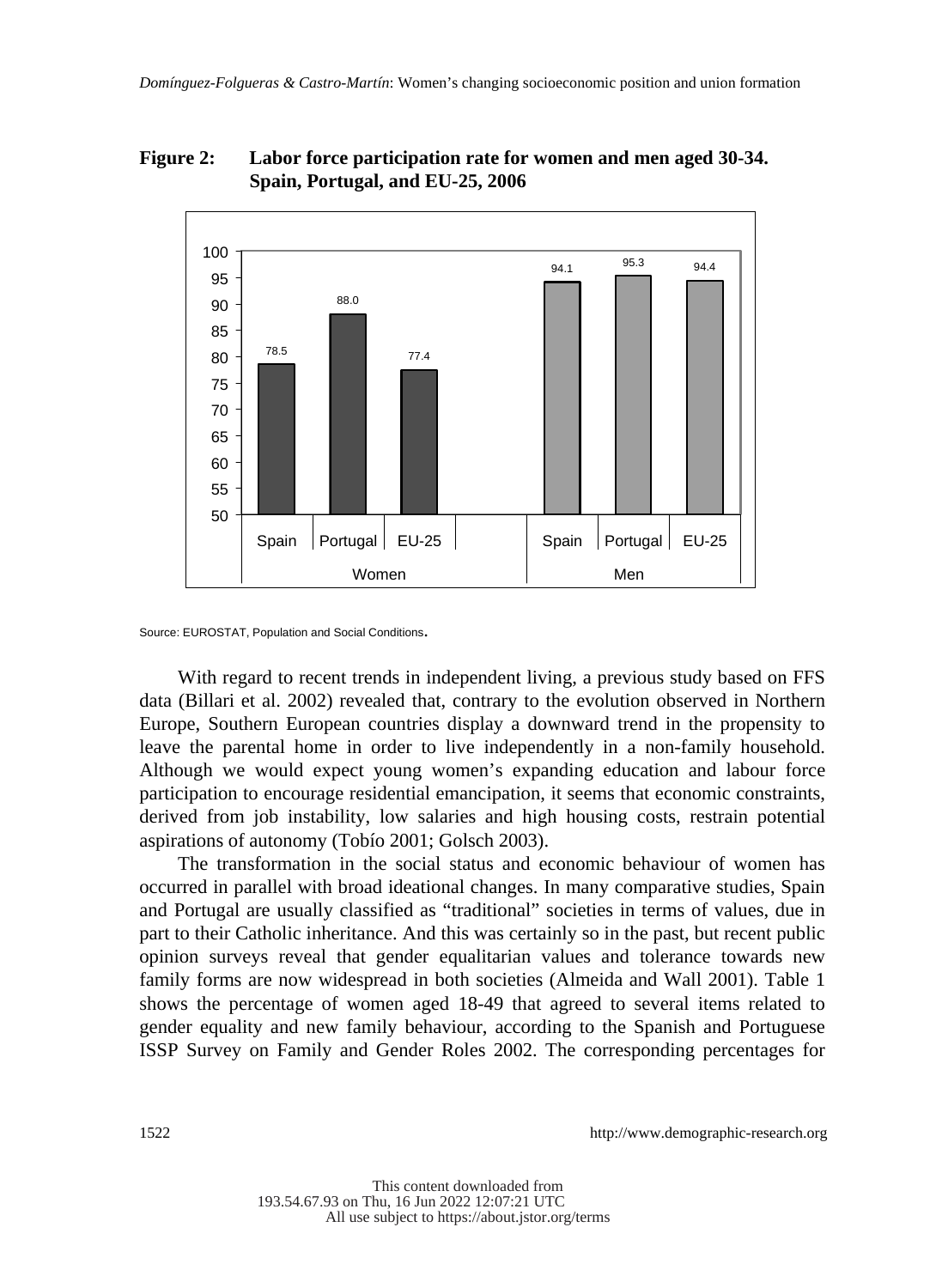**Figure 2: Labor force participation rate for women and men aged 30-34. Spain, Portugal, and EU-25, 2006**

| | Spain | Portugal | EU-25 |
|---|---|---|---|
| Women | 78.5 | 88.0 | 77.4 |
| Men | 94.1 | 95.3 | 94.4 |

Source: EUROSTAT, Population and Social Conditions.

With regard to recent trends in independent living, a previous study based on FFS data (Billari et al. 2002) revealed that, contrary to the evolution observed in Northern Europe, Southern European countries display a downward trend in the propensity to leave the parental home in order to live independently in a non-family household. Although we would expect young women's expanding education and labour force participation to encourage residential emancipation, it seems that economic constraints, derived from job instability, low salaries and high housing costs, restrain potential aspirations of autonomy (Tobío 2001; Golsch 2003).

The transformation in the social status and economic behaviour of women has occurred in parallel with broad ideational changes. In many comparative studies, Spain and Portugal are usually classified as "traditional" societies in terms of values, due in part to their Catholic inheritance. And this was certainly so in the past, but recent public opinion surveys reveal that gender equalitarian values and tolerance towards new family forms are now widespread in both societies (Almeida and Wall 2001). Table 1 shows the percentage of women aged 18-49 that agreed to several items related to gender equality and new family behaviour, according to the Spanish and Portuguese ISSP Survey on Family and Gender Roles 2002. The corresponding percentages for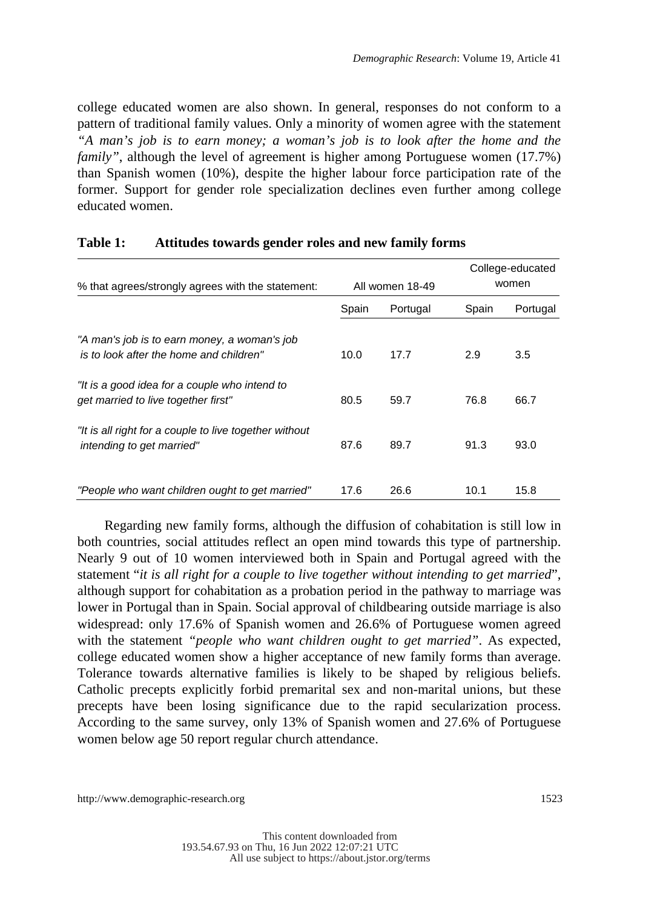college educated women are also shown. In general, responses do not conform to a pattern of traditional family values. Only a minority of women agree with the statement *"A man's job is to earn money; a woman's job is to look after the home and the family"*, although the level of agreement is higher among Portuguese women (17.7%) than Spanish women (10%), despite the higher labour force participation rate of the former. Support for gender role specialization declines even further among college educated women.

**Table 1: Attitudes towards gender roles and new family forms**

| % that agrees/strongly agrees with the statement: | All women 18-49 | | College-educated women | |
|---|---|---|---|---|
| | Spain | Portugal | Spain | Portugal |
| *"A man's job is to earn money, a woman's job is to look after the home and children"* | 10.0 | 17.7 | 2.9 | 3.5 |
| *"It is a good idea for a couple who intend to get married to live together first"* | 80.5 | 59.7 | 76.8 | 66.7 |
| *"It is all right for a couple to live together without intending to get married"* | 87.6 | 89.7 | 91.3 | 93.0 |
| *"People who want children ought to get married"* | 17.6 | 26.6 | 10.1 | 15.8 |

Regarding new family forms, although the diffusion of cohabitation is still low in both countries, social attitudes reflect an open mind towards this type of partnership. Nearly 9 out of 10 women interviewed both in Spain and Portugal agreed with the statement "*it is all right for a couple to live together without intending to get married*", although support for cohabitation as a probation period in the pathway to marriage was lower in Portugal than in Spain. Social approval of childbearing outside marriage is also widespread: only 17.6% of Spanish women and 26.6% of Portuguese women agreed with the statement "*people who want children ought to get married"*. As expected, college educated women show a higher acceptance of new family forms than average. Tolerance towards alternative families is likely to be shaped by religious beliefs. Catholic precepts explicitly forbid premarital sex and non-marital unions, but these precepts have been losing significance due to the rapid secularization process. According to the same survey, only 13% of Spanish women and 27.6% of Portuguese women below age 50 report regular church attendance.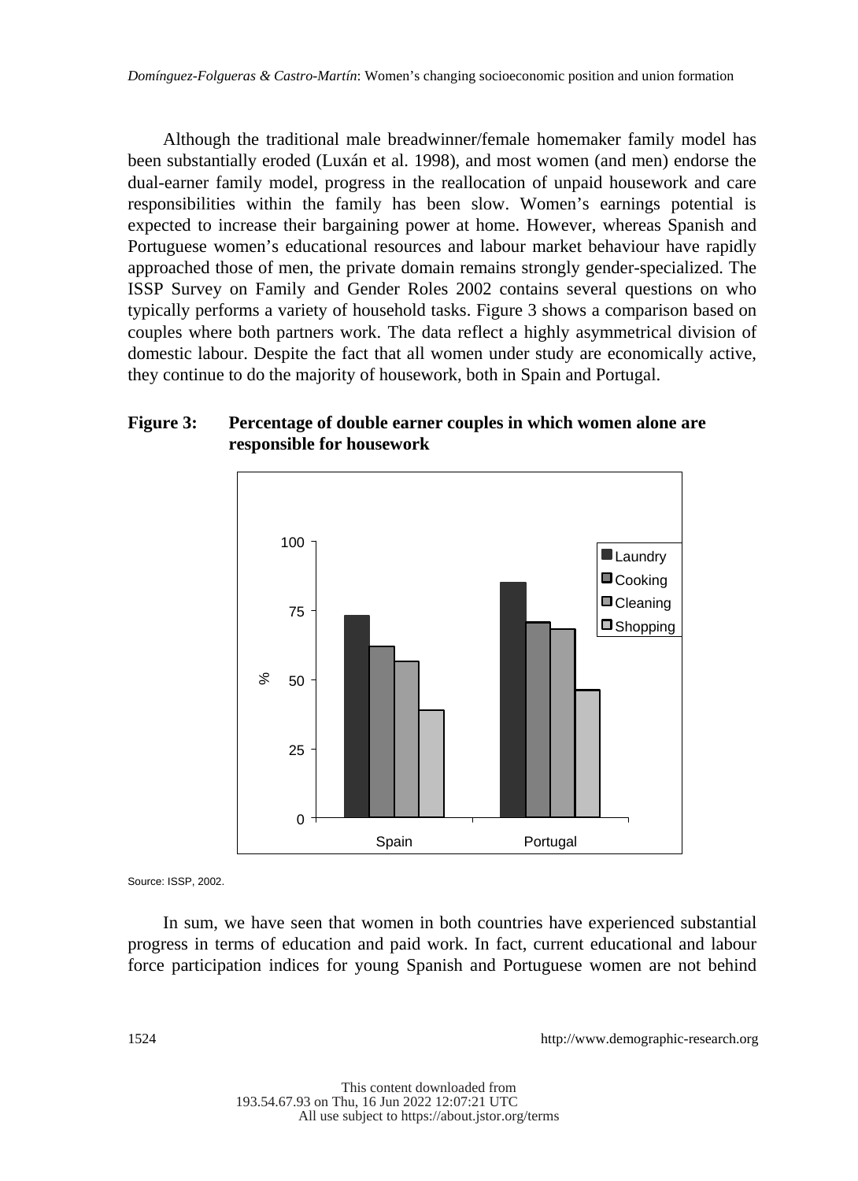Although the traditional male breadwinner/female homemaker family model has been substantially eroded (Luxán et al. 1998), and most women (and men) endorse the dual-earner family model, progress in the reallocation of unpaid housework and care responsibilities within the family has been slow. Women's earnings potential is expected to increase their bargaining power at home. However, whereas Spanish and Portuguese women's educational resources and labour market behaviour have rapidly approached those of men, the private domain remains strongly gender-specialized. The ISSP Survey on Family and Gender Roles 2002 contains several questions on who typically performs a variety of household tasks. Figure 3 shows a comparison based on couples where both partners work. The data reflect a highly asymmetrical division of domestic labour. Despite the fact that all women under study are economically active, they continue to do the majority of housework, both in Spain and Portugal.

**Figure 3: Percentage of double earner couples in which women alone are responsible for housework**

Source: ISSP, 2002.

In sum, we have seen that women in both countries have experienced substantial progress in terms of education and paid work. In fact, current educational and labour force participation indices for young Spanish and Portuguese women are not behind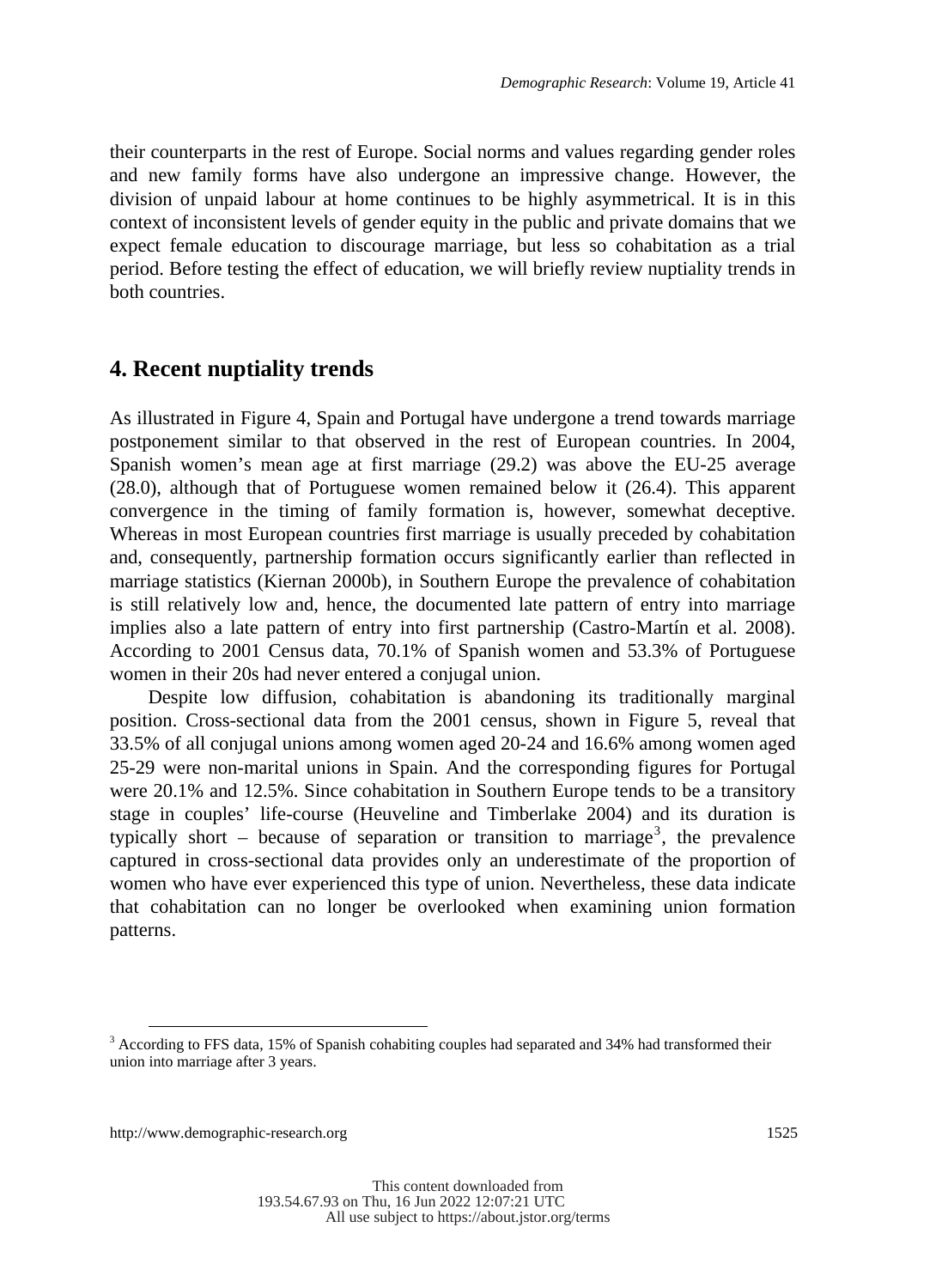their counterparts in the rest of Europe. Social norms and values regarding gender roles and new family forms have also undergone an impressive change. However, the division of unpaid labour at home continues to be highly asymmetrical. It is in this context of inconsistent levels of gender equity in the public and private domains that we expect female education to discourage marriage, but less so cohabitation as a trial period. Before testing the effect of education, we will briefly review nuptiality trends in both countries.

## 4. Recent nuptiality trends

As illustrated in Figure 4, Spain and Portugal have undergone a trend towards marriage postponement similar to that observed in the rest of European countries. In 2004, Spanish women's mean age at first marriage (29.2) was above the EU-25 average (28.0), although that of Portuguese women remained below it (26.4). This apparent convergence in the timing of family formation is, however, somewhat deceptive. Whereas in most European countries first marriage is usually preceded by cohabitation and, consequently, partnership formation occurs significantly earlier than reflected in marriage statistics (Kiernan 2000b), in Southern Europe the prevalence of cohabitation is still relatively low and, hence, the documented late pattern of entry into marriage implies also a late pattern of entry into first partnership (Castro-Martín et al. 2008). According to 2001 Census data, 70.1% of Spanish women and 53.3% of Portuguese women in their 20s had never entered a conjugal union.

Despite low diffusion, cohabitation is abandoning its traditionally marginal position. Cross-sectional data from the 2001 census, shown in Figure 5, reveal that 33.5% of all conjugal unions among women aged 20-24 and 16.6% among women aged 25-29 were non-marital unions in Spain. And the corresponding figures for Portugal were 20.1% and 12.5%. Since cohabitation in Southern Europe tends to be a transitory stage in couples' life-course (Heuveline and Timberlake 2004) and its duration is typically short – because of separation or transition to marriage[3], the prevalence captured in cross-sectional data provides only an underestimate of the proportion of women who have ever experienced this type of union. Nevertheless, these data indicate that cohabitation can no longer be overlooked when examining union formation patterns.

[3] According to FFS data, 15% of Spanish cohabiting couples had separated and 34% had transformed their union into marriage after 3 years.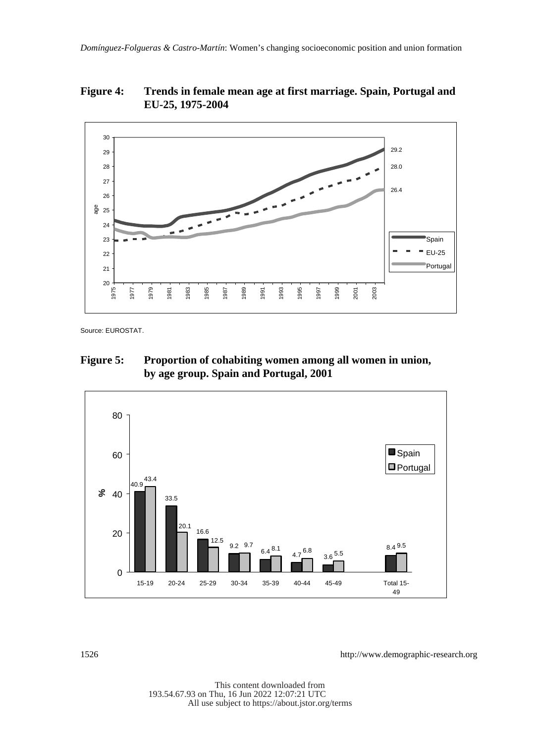**Figure 4: Trends in female mean age at first marriage. Spain, Portugal and EU-25, 1975-2004**

Source: EUROSTAT.

**Figure 5: Proportion of cohabiting women among all women in union, by age group. Spain and Portugal, 2001**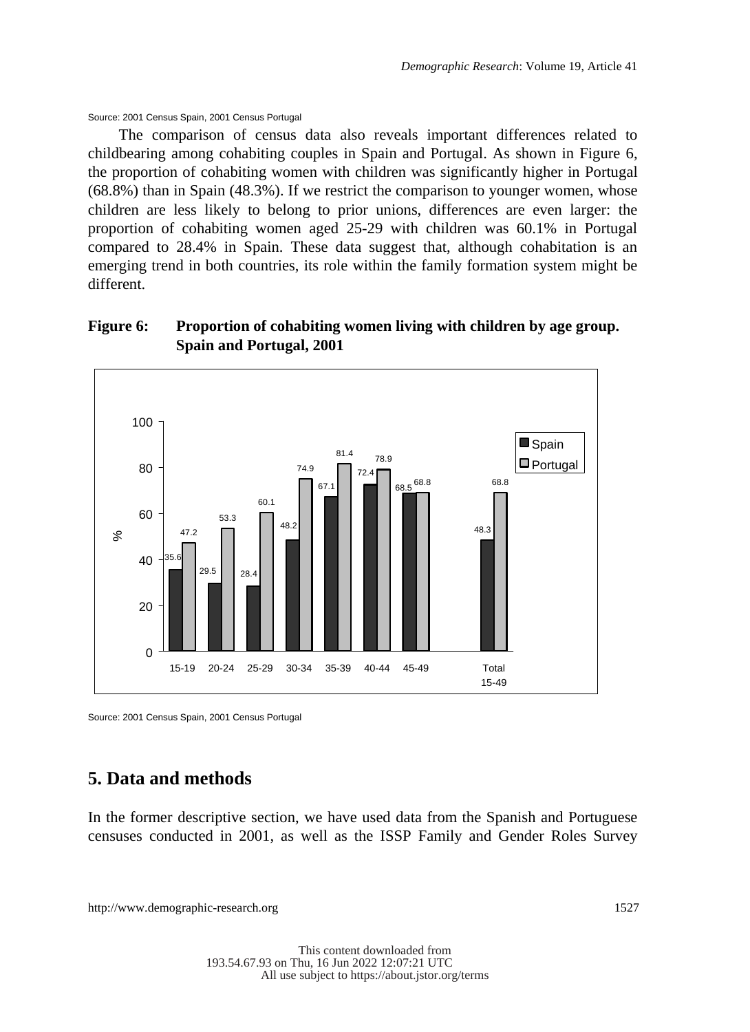Source: 2001 Census Spain, 2001 Census Portugal

The comparison of census data also reveals important differences related to childbearing among cohabiting couples in Spain and Portugal. As shown in Figure 6, the proportion of cohabiting women with children was significantly higher in Portugal (68.8%) than in Spain (48.3%). If we restrict the comparison to younger women, whose children are less likely to belong to prior unions, differences are even larger: the proportion of cohabiting women aged 25-29 with children was 60.1% in Portugal compared to 28.4% in Spain. These data suggest that, although cohabitation is an emerging trend in both countries, its role within the family formation system might be different.

**Figure 6: Proportion of cohabiting women living with children by age group. Spain and Portugal, 2001**

| % | 15-19 | 20-24 | 25-29 | 30-34 | 35-39 | 40-44 | 45-49 | Total 15-49 |
|---|---|---|---|---|---|---|---|---|
| Spain | 35.6 | 29.5 | 28.4 | 48.2 | 67.1 | 72.4 | 68.5 | 48.3 |
| Portugal | 47.2 | 53.3 | 60.1 | 74.9 | 81.4 | 78.9 | 68.8 | 68.8 |

Source: 2001 Census Spain, 2001 Census Portugal

## 5. Data and methods

In the former descriptive section, we have used data from the Spanish and Portuguese censuses conducted in 2001, as well as the ISSP Family and Gender Roles Survey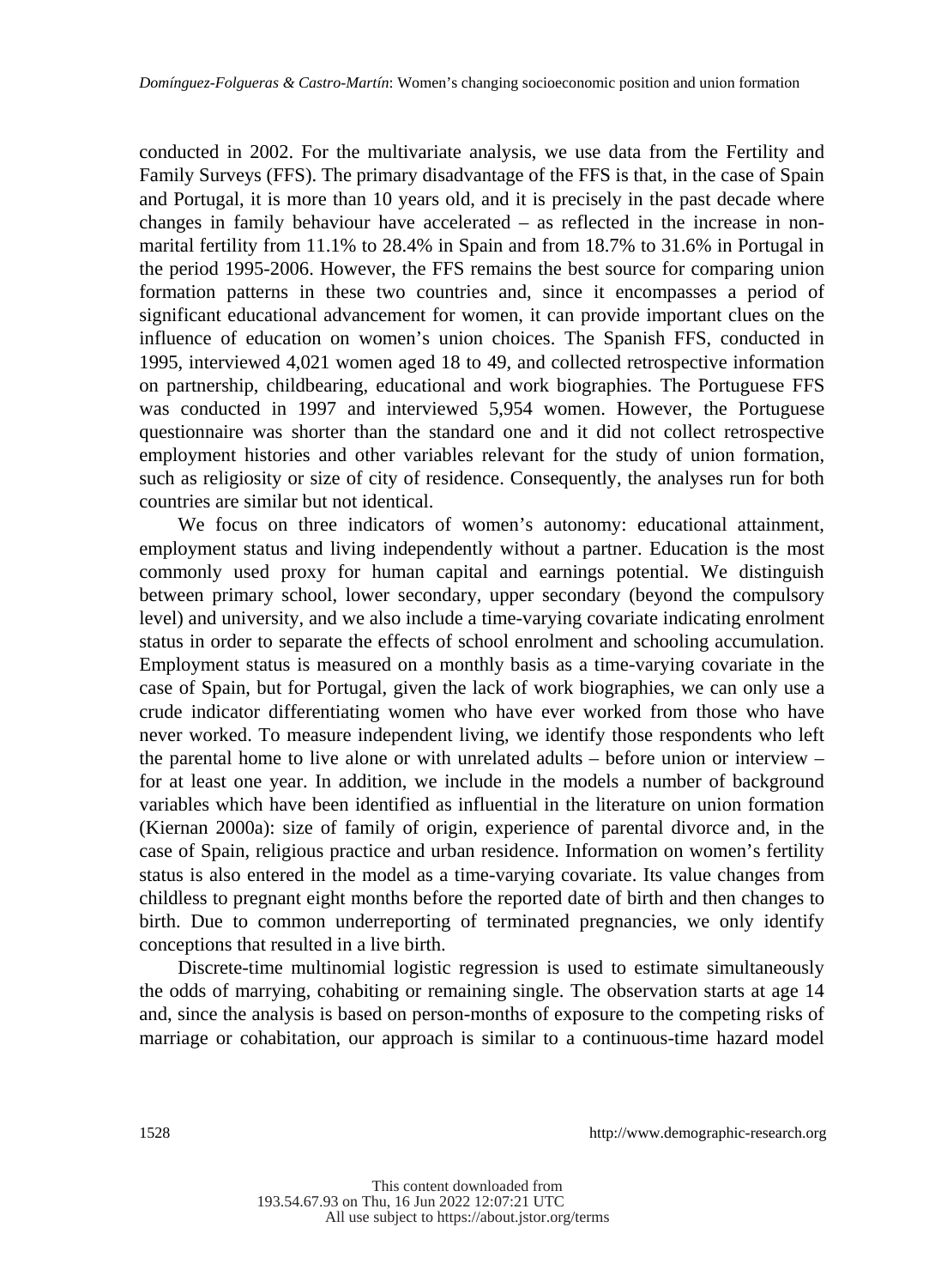conducted in 2002. For the multivariate analysis, we use data from the Fertility and Family Surveys (FFS). The primary disadvantage of the FFS is that, in the case of Spain and Portugal, it is more than 10 years old, and it is precisely in the past decade where changes in family behaviour have accelerated – as reflected in the increase in non-marital fertility from 11.1% to 28.4% in Spain and from 18.7% to 31.6% in Portugal in the period 1995-2006. However, the FFS remains the best source for comparing union formation patterns in these two countries and, since it encompasses a period of significant educational advancement for women, it can provide important clues on the influence of education on women's union choices. The Spanish FFS, conducted in 1995, interviewed 4,021 women aged 18 to 49, and collected retrospective information on partnership, childbearing, educational and work biographies. The Portuguese FFS was conducted in 1997 and interviewed 5,954 women. However, the Portuguese questionnaire was shorter than the standard one and it did not collect retrospective employment histories and other variables relevant for the study of union formation, such as religiosity or size of city of residence. Consequently, the analyses run for both countries are similar but not identical.

We focus on three indicators of women's autonomy: educational attainment, employment status and living independently without a partner. Education is the most commonly used proxy for human capital and earnings potential. We distinguish between primary school, lower secondary, upper secondary (beyond the compulsory level) and university, and we also include a time-varying covariate indicating enrolment status in order to separate the effects of school enrolment and schooling accumulation. Employment status is measured on a monthly basis as a time-varying covariate in the case of Spain, but for Portugal, given the lack of work biographies, we can only use a crude indicator differentiating women who have ever worked from those who have never worked. To measure independent living, we identify those respondents who left the parental home to live alone or with unrelated adults – before union or interview – for at least one year. In addition, we include in the models a number of background variables which have been identified as influential in the literature on union formation (Kiernan 2000a): size of family of origin, experience of parental divorce and, in the case of Spain, religious practice and urban residence. Information on women's fertility status is also entered in the model as a time-varying covariate. Its value changes from childless to pregnant eight months before the reported date of birth and then changes to birth. Due to common underreporting of terminated pregnancies, we only identify conceptions that resulted in a live birth.

Discrete-time multinomial logistic regression is used to estimate simultaneously the odds of marrying, cohabiting or remaining single. The observation starts at age 14 and, since the analysis is based on person-months of exposure to the competing risks of marriage or cohabitation, our approach is similar to a continuous-time hazard model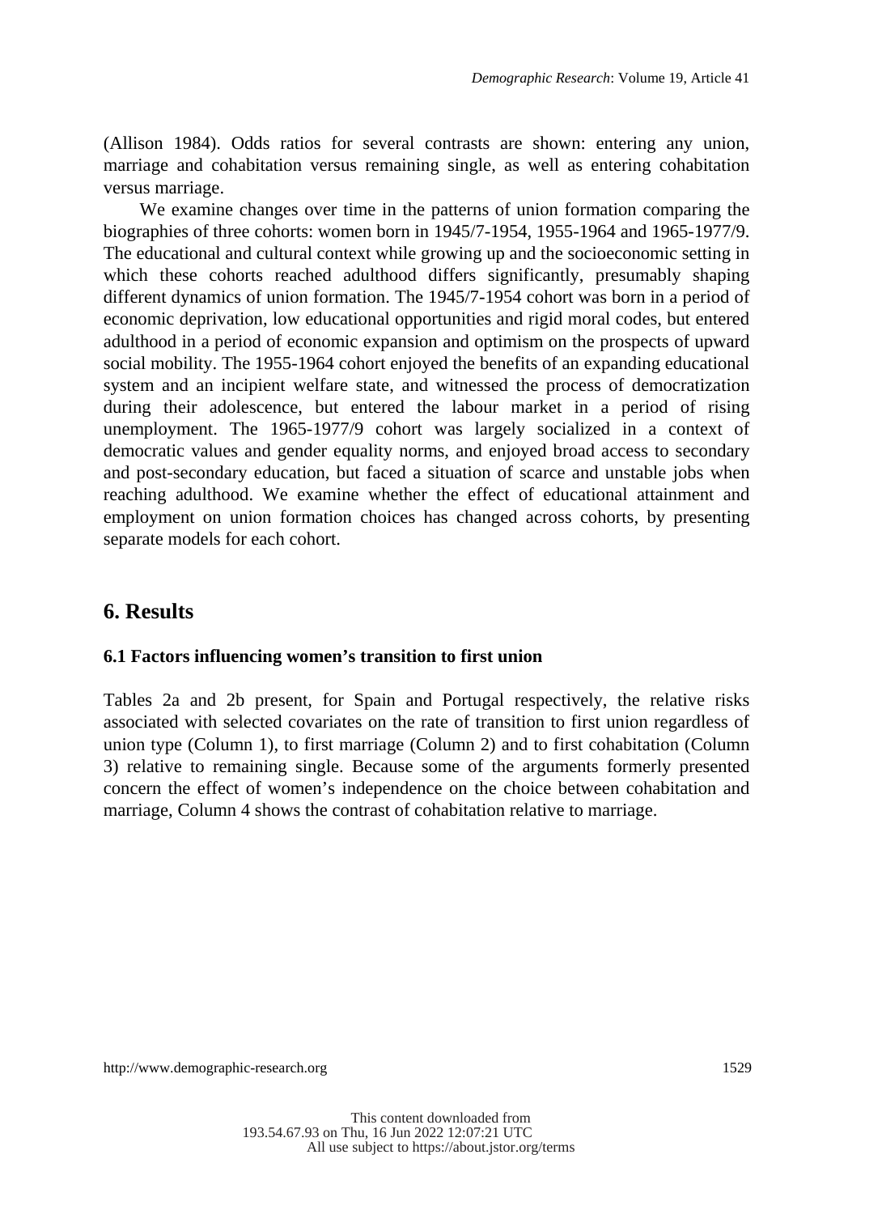(Allison 1984). Odds ratios for several contrasts are shown: entering any union, marriage and cohabitation versus remaining single, as well as entering cohabitation versus marriage.

We examine changes over time in the patterns of union formation comparing the biographies of three cohorts: women born in 1945/7-1954, 1955-1964 and 1965-1977/9. The educational and cultural context while growing up and the socioeconomic setting in which these cohorts reached adulthood differs significantly, presumably shaping different dynamics of union formation. The 1945/7-1954 cohort was born in a period of economic deprivation, low educational opportunities and rigid moral codes, but entered adulthood in a period of economic expansion and optimism on the prospects of upward social mobility. The 1955-1964 cohort enjoyed the benefits of an expanding educational system and an incipient welfare state, and witnessed the process of democratization during their adolescence, but entered the labour market in a period of rising unemployment. The 1965-1977/9 cohort was largely socialized in a context of democratic values and gender equality norms, and enjoyed broad access to secondary and post-secondary education, but faced a situation of scarce and unstable jobs when reaching adulthood. We examine whether the effect of educational attainment and employment on union formation choices has changed across cohorts, by presenting separate models for each cohort.

## 6. Results

### 6.1 Factors influencing women's transition to first union

Tables 2a and 2b present, for Spain and Portugal respectively, the relative risks associated with selected covariates on the rate of transition to first union regardless of union type (Column 1), to first marriage (Column 2) and to first cohabitation (Column 3) relative to remaining single. Because some of the arguments formerly presented concern the effect of women's independence on the choice between cohabitation and marriage, Column 4 shows the contrast of cohabitation relative to marriage.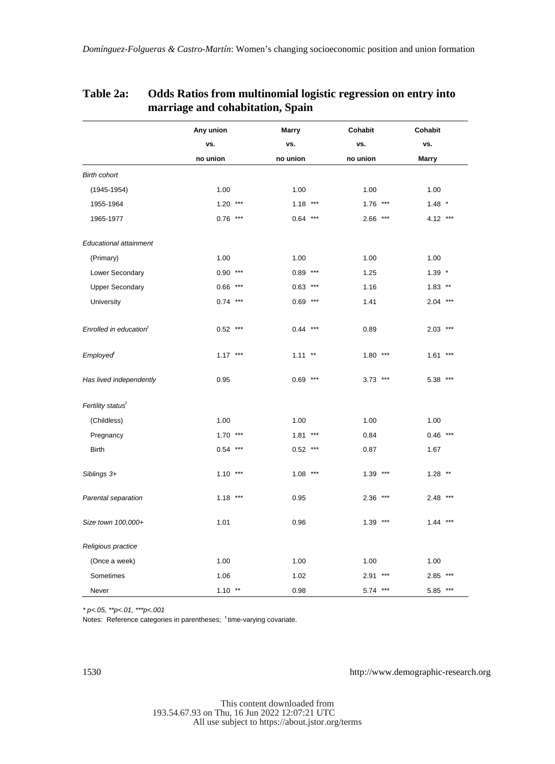**Table 2a: Odds Ratios from multinomial logistic regression on entry into marriage and cohabitation, Spain**

| | Any union vs. no union | Marry vs. no union | Cohabit vs. no union | Cohabit vs. Marry |
|---|---|---|---|---|
| *Birth cohort* | | | | |
| (1945-1954) | 1.00 | 1.00 | 1.00 | 1.00 |
| 1955-1964 | 1.20 *** | 1.18 *** | 1.76 *** | 1.48 * |
| 1965-1977 | 0.76 *** | 0.64 *** | 2.66 *** | 4.12 *** |
| *Educational attainment* | | | | |
| (Primary) | 1.00 | 1.00 | 1.00 | 1.00 |
| Lower Secondary | 0.90 *** | 0.89 *** | 1.25 | 1.39 * |
| Upper Secondary | 0.66 *** | 0.63 *** | 1.16 | 1.83 ** |
| University | 0.74 *** | 0.69 *** | 1.41 | 2.04 *** |
| *Enrolled in education*[t] | 0.52 *** | 0.44 *** | 0.89 | 2.03 *** |
| *Employed*[t] | 1.17 *** | 1.11 ** | 1.80 *** | 1.61 *** |
| *Has lived independently* | 0.95 | 0.69 *** | 3.73 *** | 5.38 *** |
| *Fertility status*[t] | | | | |
| (Childless) | 1.00 | 1.00 | 1.00 | 1.00 |
| Pregnancy | 1.70 *** | 1.81 *** | 0.84 | 0.46 *** |
| Birth | 0.54 *** | 0.52 *** | 0.87 | 1.67 |
| *Siblings 3+* | 1.10 *** | 1.08 *** | 1.39 *** | 1.28 ** |
| *Parental separation* | 1.18 *** | 0.95 | 2.36 *** | 2.48 *** |
| *Size town 100,000+* | 1.01 | 0.96 | 1.39 *** | 1.44 *** |
| *Religious practice* | | | | |
| (Once a week) | 1.00 | 1.00 | 1.00 | 1.00 |
| Sometimes | 1.06 | 1.02 | 2.91 *** | 2.85 *** |
| Never | 1.10 ** | 0.98 | 5.74 *** | 5.85 *** |

*\* p<.05, \*\*p<.01, \*\*\*p<.001*

Notes: Reference categories in parentheses; [t] time-varying covariate.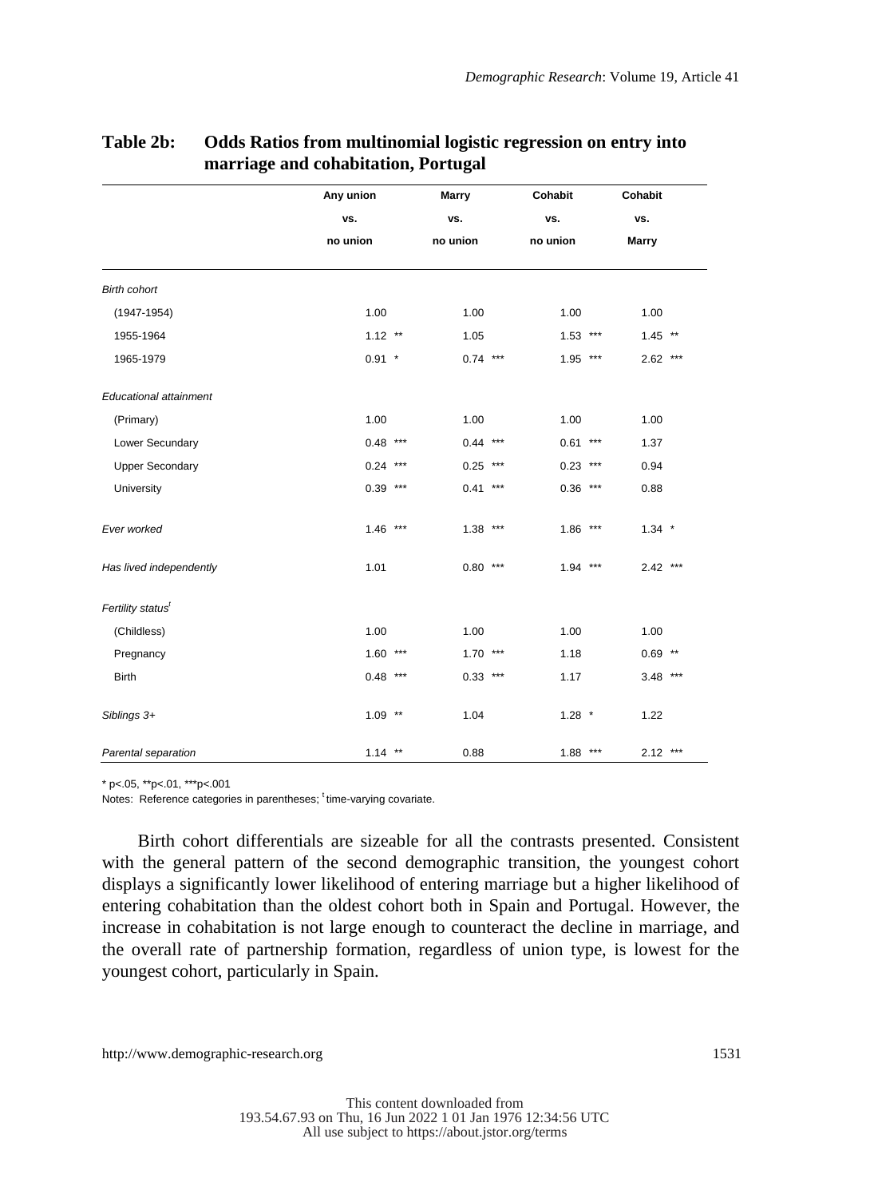**Table 2b: Odds Ratios from multinomial logistic regression on entry into marriage and cohabitation, Portugal**

| | Any union vs. no union | Marry vs. no union | Cohabit vs. no union | Cohabit vs. Marry |
|---|---|---|---|---|
| *Birth cohort* | | | | |
| (1947-1954) | 1.00 | 1.00 | 1.00 | 1.00 |
| 1955-1964 | 1.12 ** | 1.05 | 1.53 *** | 1.45 ** |
| 1965-1979 | 0.91 * | 0.74 *** | 1.95 *** | 2.62 *** |
| *Educational attainment* | | | | |
| (Primary) | 1.00 | 1.00 | 1.00 | 1.00 |
| Lower Secundary | 0.48 *** | 0.44 *** | 0.61 *** | 1.37 |
| Upper Secondary | 0.24 *** | 0.25 *** | 0.23 *** | 0.94 |
| University | 0.39 *** | 0.41 *** | 0.36 *** | 0.88 |
| *Ever worked* | 1.46 *** | 1.38 *** | 1.86 *** | 1.34 * |
| *Has lived independently* | 1.01 | 0.80 *** | 1.94 *** | 2.42 *** |
| *Fertility status*[t] | | | | |
| (Childless) | 1.00 | 1.00 | 1.00 | 1.00 |
| Pregnancy | 1.60 *** | 1.70 *** | 1.18 | 0.69 ** |
| Birth | 0.48 *** | 0.33 *** | 1.17 | 3.48 *** |
| *Siblings 3+* | 1.09 ** | 1.04 | 1.28 * | 1.22 |
| *Parental separation* | 1.14 ** | 0.88 | 1.88 *** | 2.12 *** |

* p<.05, **p<.01, ***p<.001

Notes: Reference categories in parentheses; [t] time-varying covariate.

Birth cohort differentials are sizeable for all the contrasts presented. Consistent with the general pattern of the second demographic transition, the youngest cohort displays a significantly lower likelihood of entering marriage but a higher likelihood of entering cohabitation than the oldest cohort both in Spain and Portugal. However, the increase in cohabitation is not large enough to counteract the decline in marriage, and the overall rate of partnership formation, regardless of union type, is lowest for the youngest cohort, particularly in Spain.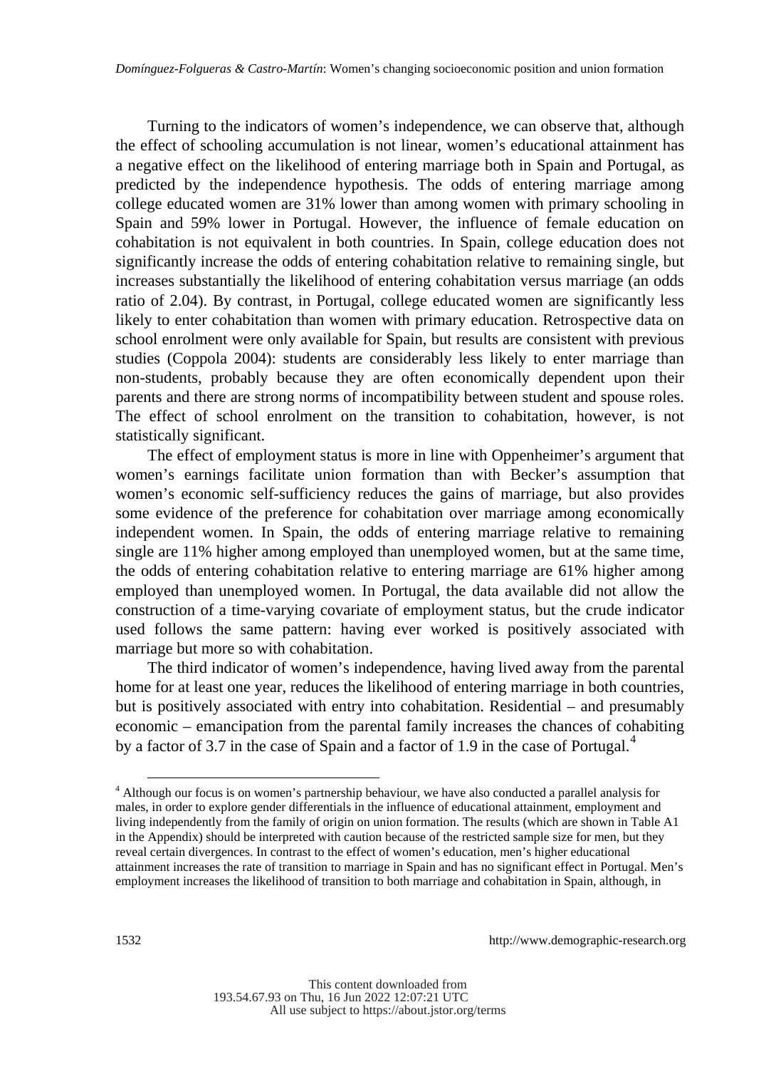Turning to the indicators of women's independence, we can observe that, although the effect of schooling accumulation is not linear, women's educational attainment has a negative effect on the likelihood of entering marriage both in Spain and Portugal, as predicted by the independence hypothesis. The odds of entering marriage among college educated women are 31% lower than among women with primary schooling in Spain and 59% lower in Portugal. However, the influence of female education on cohabitation is not equivalent in both countries. In Spain, college education does not significantly increase the odds of entering cohabitation relative to remaining single, but increases substantially the likelihood of entering cohabitation versus marriage (an odds ratio of 2.04). By contrast, in Portugal, college educated women are significantly less likely to enter cohabitation than women with primary education. Retrospective data on school enrolment were only available for Spain, but results are consistent with previous studies (Coppola 2004): students are considerably less likely to enter marriage than non-students, probably because they are often economically dependent upon their parents and there are strong norms of incompatibility between student and spouse roles. The effect of school enrolment on the transition to cohabitation, however, is not statistically significant.

The effect of employment status is more in line with Oppenheimer's argument that women's earnings facilitate union formation than with Becker's assumption that women's economic self-sufficiency reduces the gains of marriage, but also provides some evidence of the preference for cohabitation over marriage among economically independent women. In Spain, the odds of entering marriage relative to remaining single are 11% higher among employed than unemployed women, but at the same time, the odds of entering cohabitation relative to entering marriage are 61% higher among employed than unemployed women. In Portugal, the data available did not allow the construction of a time-varying covariate of employment status, but the crude indicator used follows the same pattern: having ever worked is positively associated with marriage but more so with cohabitation.

The third indicator of women's independence, having lived away from the parental home for at least one year, reduces the likelihood of entering marriage in both countries, but is positively associated with entry into cohabitation. Residential – and presumably economic – emancipation from the parental family increases the chances of cohabiting by a factor of 3.7 in the case of Spain and a factor of 1.9 in the case of Portugal.[4]

---

[4] Although our focus is on women's partnership behaviour, we have also conducted a parallel analysis for males, in order to explore gender differentials in the influence of educational attainment, employment and living independently from the family of origin on union formation. The results (which are shown in Table A1 in the Appendix) should be interpreted with caution because of the restricted sample size for men, but they reveal certain divergences. In contrast to the effect of women's education, men's higher educational attainment increases the rate of transition to marriage in Spain and has no significant effect in Portugal. Men's employment increases the likelihood of transition to both marriage and cohabitation in Spain, although, in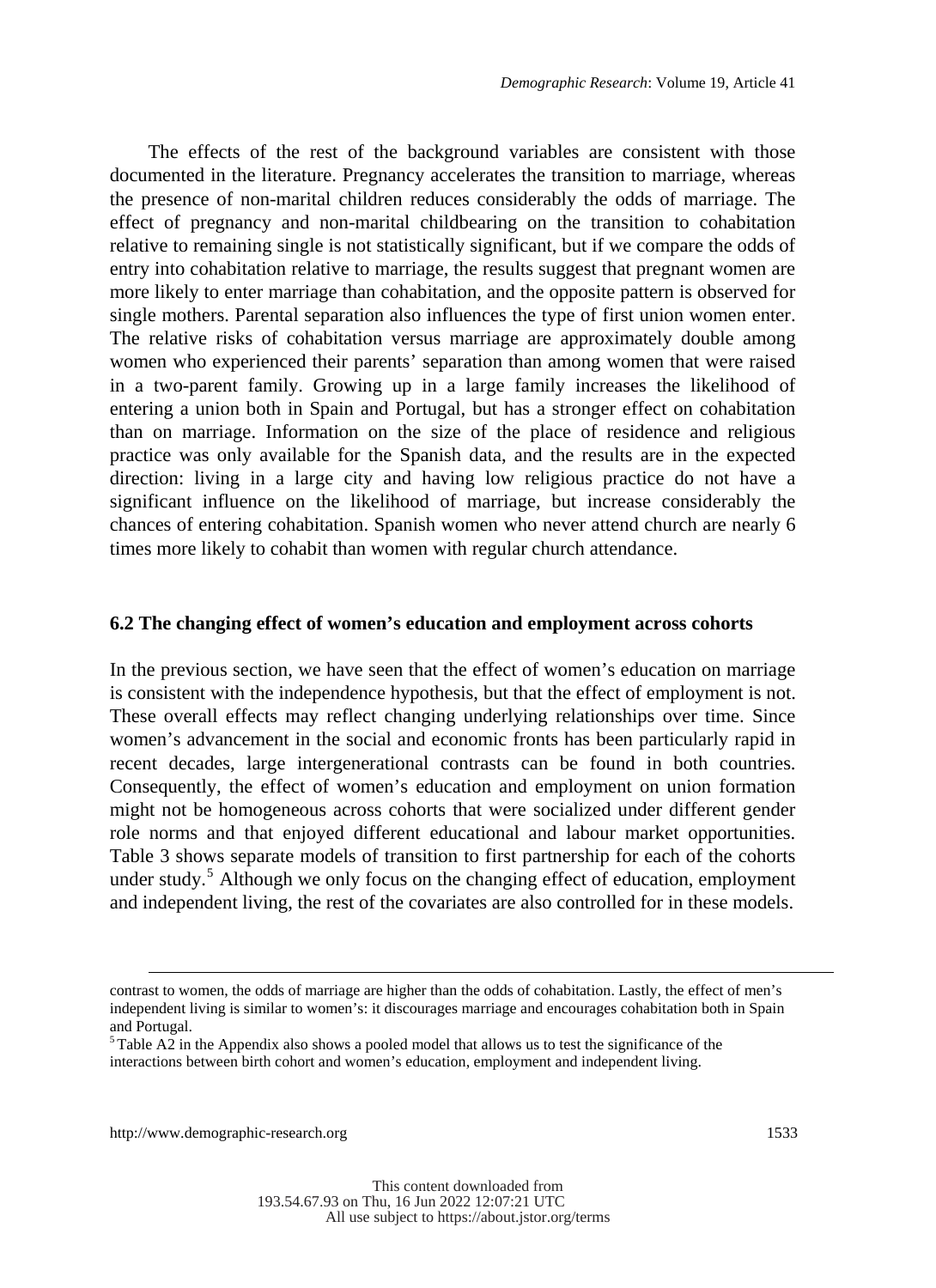The effects of the rest of the background variables are consistent with those documented in the literature. Pregnancy accelerates the transition to marriage, whereas the presence of non-marital children reduces considerably the odds of marriage. The effect of pregnancy and non-marital childbearing on the transition to cohabitation relative to remaining single is not statistically significant, but if we compare the odds of entry into cohabitation relative to marriage, the results suggest that pregnant women are more likely to enter marriage than cohabitation, and the opposite pattern is observed for single mothers. Parental separation also influences the type of first union women enter. The relative risks of cohabitation versus marriage are approximately double among women who experienced their parents' separation than among women that were raised in a two-parent family. Growing up in a large family increases the likelihood of entering a union both in Spain and Portugal, but has a stronger effect on cohabitation than on marriage. Information on the size of the place of residence and religious practice was only available for the Spanish data, and the results are in the expected direction: living in a large city and having low religious practice do not have a significant influence on the likelihood of marriage, but increase considerably the chances of entering cohabitation. Spanish women who never attend church are nearly 6 times more likely to cohabit than women with regular church attendance.

## 6.2 The changing effect of women's education and employment across cohorts

In the previous section, we have seen that the effect of women's education on marriage is consistent with the independence hypothesis, but that the effect of employment is not. These overall effects may reflect changing underlying relationships over time. Since women's advancement in the social and economic fronts has been particularly rapid in recent decades, large intergenerational contrasts can be found in both countries. Consequently, the effect of women's education and employment on union formation might not be homogeneous across cohorts that were socialized under different gender role norms and that enjoyed different educational and labour market opportunities. Table 3 shows separate models of transition to first partnership for each of the cohorts under study.[5] Although we only focus on the changing effect of education, employment and independent living, the rest of the covariates are also controlled for in these models.

---

contrast to women, the odds of marriage are higher than the odds of cohabitation. Lastly, the effect of men's independent living is similar to women's: it discourages marriage and encourages cohabitation both in Spain and Portugal.

[5] Table A2 in the Appendix also shows a pooled model that allows us to test the significance of the interactions between birth cohort and women's education, employment and independent living.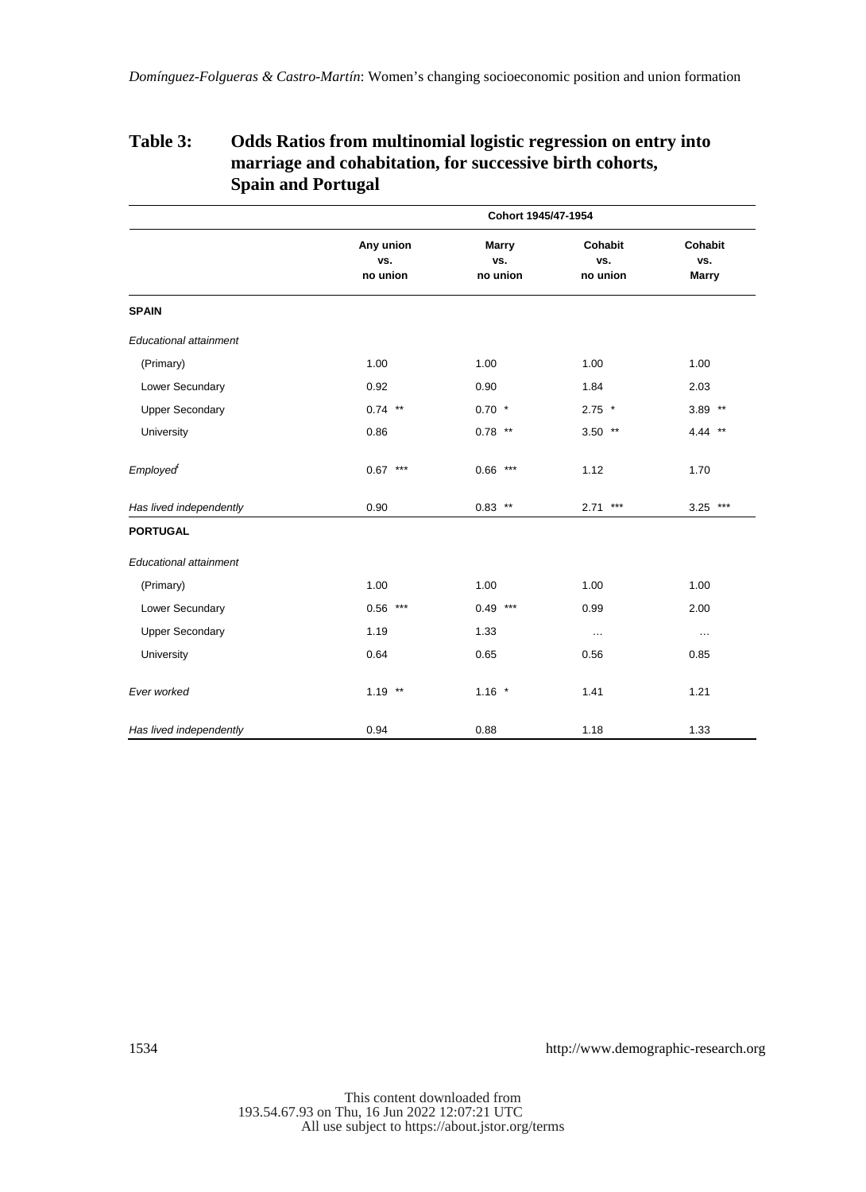## Table 3: Odds Ratios from multinomial logistic regression on entry into marriage and cohabitation, for successive birth cohorts, Spain and Portugal

| | Cohort 1945/47-1954 | | | |
|---|---|---|---|---|
| | **Any union vs. no union** | **Marry vs. no union** | **Cohabit vs. no union** | **Cohabit vs. Marry** |
| **SPAIN** | | | | |
| *Educational attainment* | | | | |
| (Primary) | 1.00 | 1.00 | 1.00 | 1.00 |
| Lower Secundary | 0.92 | 0.90 | 1.84 | 2.03 |
| Upper Secondary | 0.74 ** | 0.70 * | 2.75 * | 3.89 ** |
| University | 0.86 | 0.78 ** | 3.50 ** | 4.44 ** |
| *Employed*[f] | 0.67 *** | 0.66 *** | 1.12 | 1.70 |
| *Has lived independently* | 0.90 | 0.83 ** | 2.71 *** | 3.25 *** |
| **PORTUGAL** | | | | |
| *Educational attainment* | | | | |
| (Primary) | 1.00 | 1.00 | 1.00 | 1.00 |
| Lower Secundary | 0.56 *** | 0.49 *** | 0.99 | 2.00 |
| Upper Secondary | 1.19 | 1.33 | ... | ... |
| University | 0.64 | 0.65 | 0.56 | 0.85 |
| *Ever worked* | 1.19 ** | 1.16 * | 1.41 | 1.21 |
| *Has lived independently* | 0.94 | 0.88 | 1.18 | 1.33 |

This content downloaded from 193.54.67.93 on Thu, 16 Jun 2022 12:07:21 UTC
All use subject to https://about.jstor.org/terms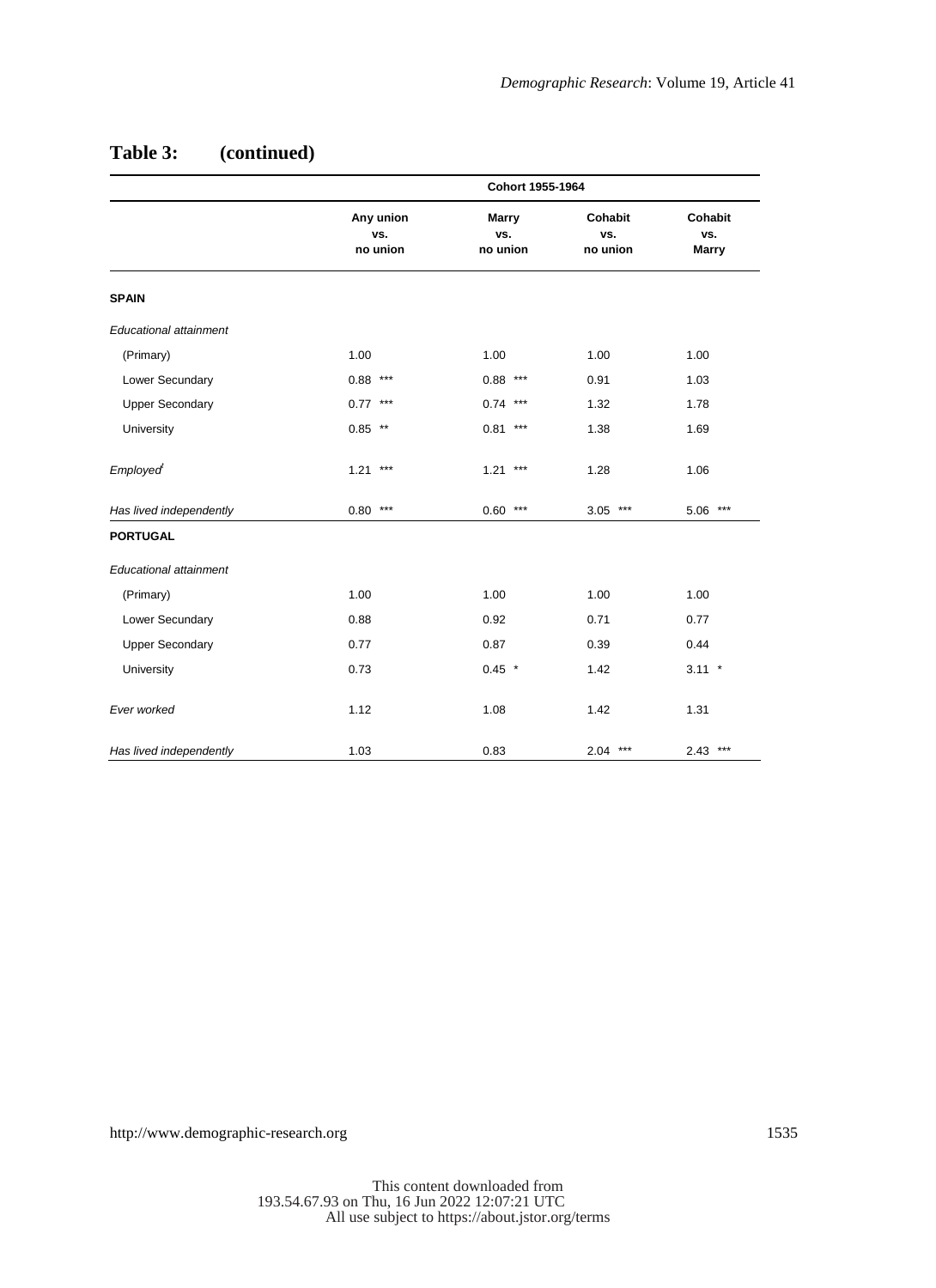## Table 3: (continued)

| | Cohort 1955-1964 | | | |
|---|---|---|---|---|
| | Any union vs. no union | Marry vs. no union | Cohabit vs. no union | Cohabit vs. Marry |
| **SPAIN** | | | | |
| *Educational attainment* | | | | |
| (Primary) | 1.00 | 1.00 | 1.00 | 1.00 |
| Lower Secundary | 0.88 *** | 0.88 *** | 0.91 | 1.03 |
| Upper Secondary | 0.77 *** | 0.74 *** | 1.32 | 1.78 |
| University | 0.85 ** | 0.81 *** | 1.38 | 1.69 |
| *Employed*[1] | 1.21 *** | 1.21 *** | 1.28 | 1.06 |
| *Has lived independently* | 0.80 *** | 0.60 *** | 3.05 *** | 5.06 *** |
| **PORTUGAL** | | | | |
| *Educational attainment* | | | | |
| (Primary) | 1.00 | 1.00 | 1.00 | 1.00 |
| Lower Secundary | 0.88 | 0.92 | 0.71 | 0.77 |
| Upper Secondary | 0.77 | 0.87 | 0.39 | 0.44 |
| University | 0.73 | 0.45 * | 1.42 | 3.11 * |
| *Ever worked* | 1.12 | 1.08 | 1.42 | 1.31 |
| *Has lived independently* | 1.03 | 0.83 | 2.04 *** | 2.43 *** |

This content downloaded from 193.54.67.93 on Thu, 16 Jun 2022 12:07:21 UTC
All use subject to https://about.jstor.org/terms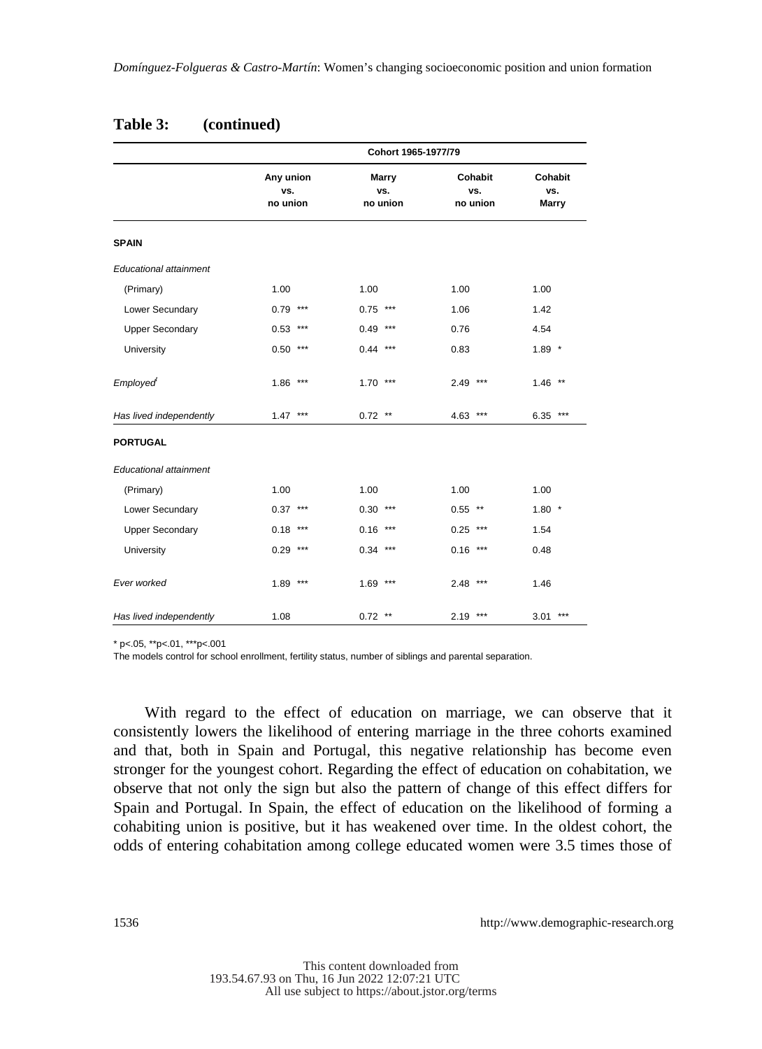**Table 3: (continued)**

| | Cohort 1965-1977/79 | | | |
|---|---|---|---|---|
| | Any union vs. no union | Marry vs. no union | Cohabit vs. no union | Cohabit vs. Marry |
| **SPAIN** | | | | |
| *Educational attainment* | | | | |
| (Primary) | 1.00 | 1.00 | 1.00 | 1.00 |
| Lower Secundary | 0.79 *** | 0.75 *** | 1.06 | 1.42 |
| Upper Secondary | 0.53 *** | 0.49 *** | 0.76 | 4.54 |
| University | 0.50 *** | 0.44 *** | 0.83 | 1.89 * |
| *Employed*[f] | 1.86 *** | 1.70 *** | 2.49 *** | 1.46 ** |
| *Has lived independently* | 1.47 *** | 0.72 ** | 4.63 *** | 6.35 *** |
| **PORTUGAL** | | | | |
| *Educational attainment* | | | | |
| (Primary) | 1.00 | 1.00 | 1.00 | 1.00 |
| Lower Secundary | 0.37 *** | 0.30 *** | 0.55 ** | 1.80 * |
| Upper Secondary | 0.18 *** | 0.16 *** | 0.25 *** | 1.54 |
| University | 0.29 *** | 0.34 *** | 0.16 *** | 0.48 |
| *Ever worked* | 1.89 *** | 1.69 *** | 2.48 *** | 1.46 |
| *Has lived independently* | 1.08 | 0.72 ** | 2.19 *** | 3.01 *** |

* p<.05, **p<.01, ***p<.001

The models control for school enrollment, fertility status, number of siblings and parental separation.

With regard to the effect of education on marriage, we can observe that it consistently lowers the likelihood of entering marriage in the three cohorts examined and that, both in Spain and Portugal, this negative relationship has become even stronger for the youngest cohort. Regarding the effect of education on cohabitation, we observe that not only the sign but also the pattern of change of this effect differs for Spain and Portugal. In Spain, the effect of education on the likelihood of forming a cohabiting union is positive, but it has weakened over time. In the oldest cohort, the odds of entering cohabitation among college educated women were 3.5 times those of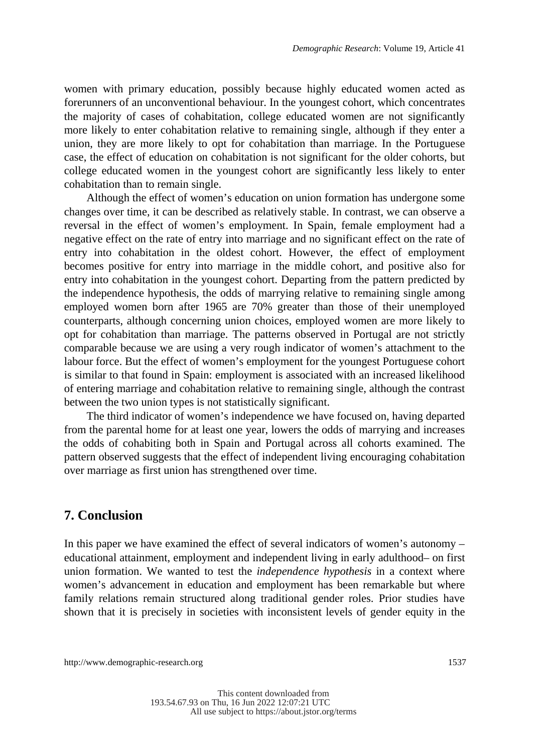women with primary education, possibly because highly educated women acted as forerunners of an unconventional behaviour. In the youngest cohort, which concentrates the majority of cases of cohabitation, college educated women are not significantly more likely to enter cohabitation relative to remaining single, although if they enter a union, they are more likely to opt for cohabitation than marriage. In the Portuguese case, the effect of education on cohabitation is not significant for the older cohorts, but college educated women in the youngest cohort are significantly less likely to enter cohabitation than to remain single.

Although the effect of women's education on union formation has undergone some changes over time, it can be described as relatively stable. In contrast, we can observe a reversal in the effect of women's employment. In Spain, female employment had a negative effect on the rate of entry into marriage and no significant effect on the rate of entry into cohabitation in the oldest cohort. However, the effect of employment becomes positive for entry into marriage in the middle cohort, and positive also for entry into cohabitation in the youngest cohort. Departing from the pattern predicted by the independence hypothesis, the odds of marrying relative to remaining single among employed women born after 1965 are 70% greater than those of their unemployed counterparts, although concerning union choices, employed women are more likely to opt for cohabitation than marriage. The patterns observed in Portugal are not strictly comparable because we are using a very rough indicator of women's attachment to the labour force. But the effect of women's employment for the youngest Portuguese cohort is similar to that found in Spain: employment is associated with an increased likelihood of entering marriage and cohabitation relative to remaining single, although the contrast between the two union types is not statistically significant.

The third indicator of women's independence we have focused on, having departed from the parental home for at least one year, lowers the odds of marrying and increases the odds of cohabiting both in Spain and Portugal across all cohorts examined. The pattern observed suggests that the effect of independent living encouraging cohabitation over marriage as first union has strengthened over time.

## 7. Conclusion

In this paper we have examined the effect of several indicators of women's autonomy – educational attainment, employment and independent living in early adulthood– on first union formation. We wanted to test the *independence hypothesis* in a context where women's advancement in education and employment has been remarkable but where family relations remain structured along traditional gender roles. Prior studies have shown that it is precisely in societies with inconsistent levels of gender equity in the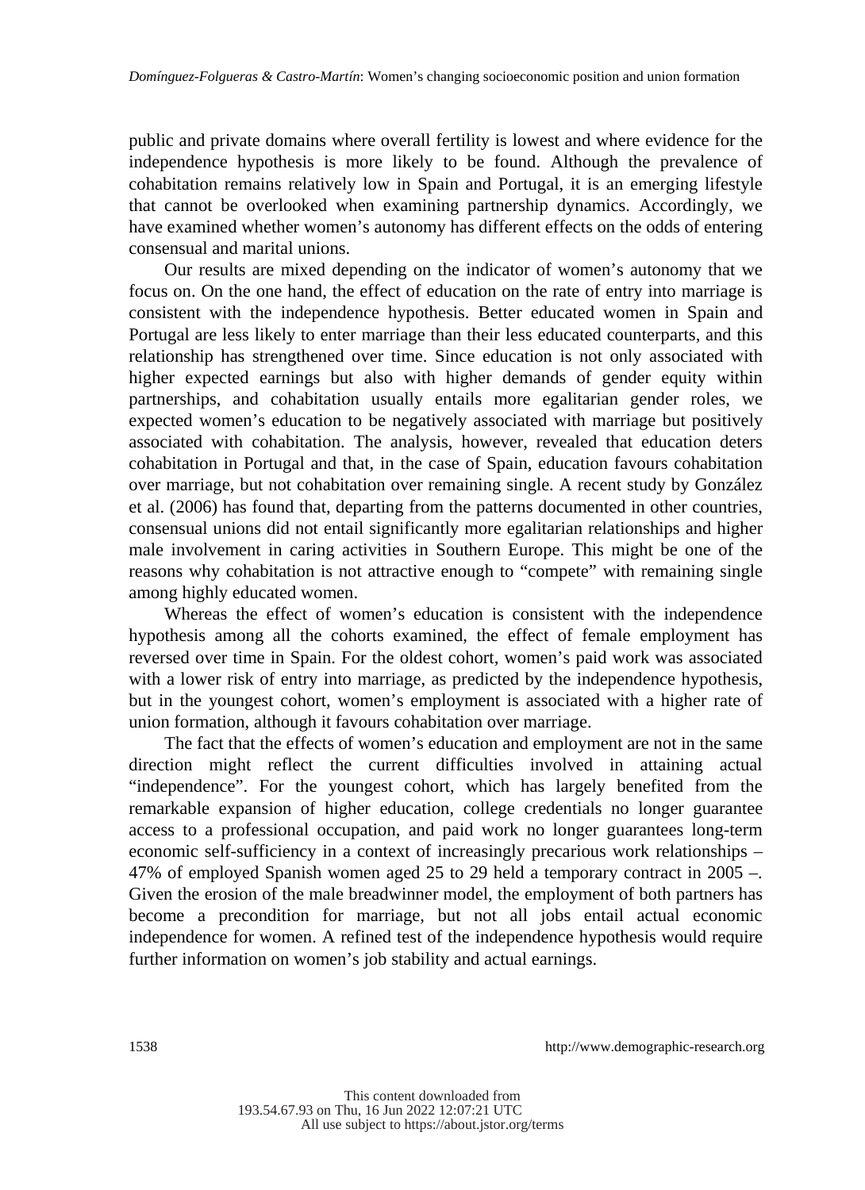public and private domains where overall fertility is lowest and where evidence for the independence hypothesis is more likely to be found. Although the prevalence of cohabitation remains relatively low in Spain and Portugal, it is an emerging lifestyle that cannot be overlooked when examining partnership dynamics. Accordingly, we have examined whether women's autonomy has different effects on the odds of entering consensual and marital unions.

Our results are mixed depending on the indicator of women's autonomy that we focus on. On the one hand, the effect of education on the rate of entry into marriage is consistent with the independence hypothesis. Better educated women in Spain and Portugal are less likely to enter marriage than their less educated counterparts, and this relationship has strengthened over time. Since education is not only associated with higher expected earnings but also with higher demands of gender equity within partnerships, and cohabitation usually entails more egalitarian gender roles, we expected women's education to be negatively associated with marriage but positively associated with cohabitation. The analysis, however, revealed that education deters cohabitation in Portugal and that, in the case of Spain, education favours cohabitation over marriage, but not cohabitation over remaining single. A recent study by González et al. (2006) has found that, departing from the patterns documented in other countries, consensual unions did not entail significantly more egalitarian relationships and higher male involvement in caring activities in Southern Europe. This might be one of the reasons why cohabitation is not attractive enough to "compete" with remaining single among highly educated women.

Whereas the effect of women's education is consistent with the independence hypothesis among all the cohorts examined, the effect of female employment has reversed over time in Spain. For the oldest cohort, women's paid work was associated with a lower risk of entry into marriage, as predicted by the independence hypothesis, but in the youngest cohort, women's employment is associated with a higher rate of union formation, although it favours cohabitation over marriage.

The fact that the effects of women's education and employment are not in the same direction might reflect the current difficulties involved in attaining actual "independence". For the youngest cohort, which has largely benefited from the remarkable expansion of higher education, college credentials no longer guarantee access to a professional occupation, and paid work no longer guarantees long-term economic self-sufficiency in a context of increasingly precarious work relationships – 47% of employed Spanish women aged 25 to 29 held a temporary contract in 2005 –. Given the erosion of the male breadwinner model, the employment of both partners has become a precondition for marriage, but not all jobs entail actual economic independence for women. A refined test of the independence hypothesis would require further information on women's job stability and actual earnings.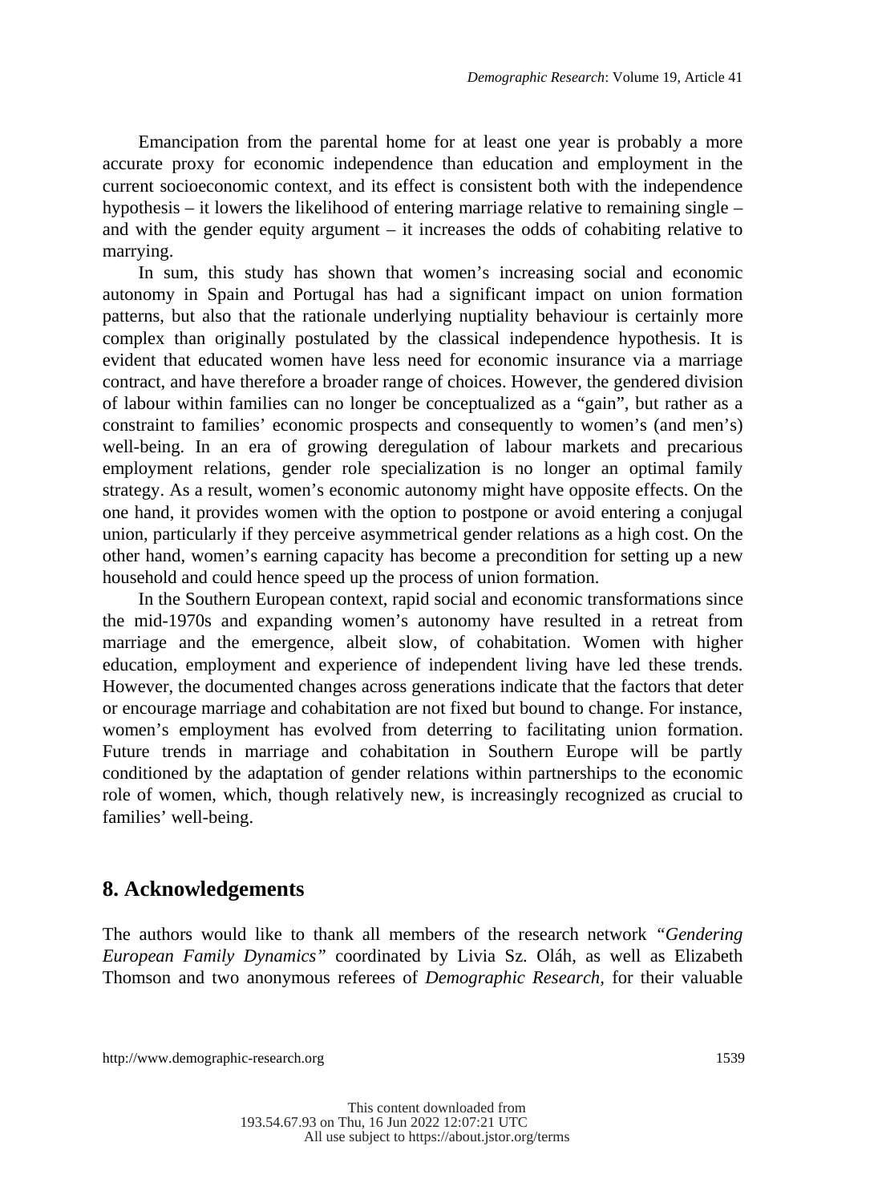Emancipation from the parental home for at least one year is probably a more accurate proxy for economic independence than education and employment in the current socioeconomic context, and its effect is consistent both with the independence hypothesis – it lowers the likelihood of entering marriage relative to remaining single – and with the gender equity argument – it increases the odds of cohabiting relative to marrying.

In sum, this study has shown that women's increasing social and economic autonomy in Spain and Portugal has had a significant impact on union formation patterns, but also that the rationale underlying nuptiality behaviour is certainly more complex than originally postulated by the classical independence hypothesis. It is evident that educated women have less need for economic insurance via a marriage contract, and have therefore a broader range of choices. However, the gendered division of labour within families can no longer be conceptualized as a "gain", but rather as a constraint to families' economic prospects and consequently to women's (and men's) well-being. In an era of growing deregulation of labour markets and precarious employment relations, gender role specialization is no longer an optimal family strategy. As a result, women's economic autonomy might have opposite effects. On the one hand, it provides women with the option to postpone or avoid entering a conjugal union, particularly if they perceive asymmetrical gender relations as a high cost. On the other hand, women's earning capacity has become a precondition for setting up a new household and could hence speed up the process of union formation.

In the Southern European context, rapid social and economic transformations since the mid-1970s and expanding women's autonomy have resulted in a retreat from marriage and the emergence, albeit slow, of cohabitation. Women with higher education, employment and experience of independent living have led these trends. However, the documented changes across generations indicate that the factors that deter or encourage marriage and cohabitation are not fixed but bound to change. For instance, women's employment has evolved from deterring to facilitating union formation. Future trends in marriage and cohabitation in Southern Europe will be partly conditioned by the adaptation of gender relations within partnerships to the economic role of women, which, though relatively new, is increasingly recognized as crucial to families' well-being.

## 8. Acknowledgements

The authors would like to thank all members of the research network *"Gendering European Family Dynamics"* coordinated by Livia Sz. Oláh, as well as Elizabeth Thomson and two anonymous referees of *Demographic Research*, for their valuable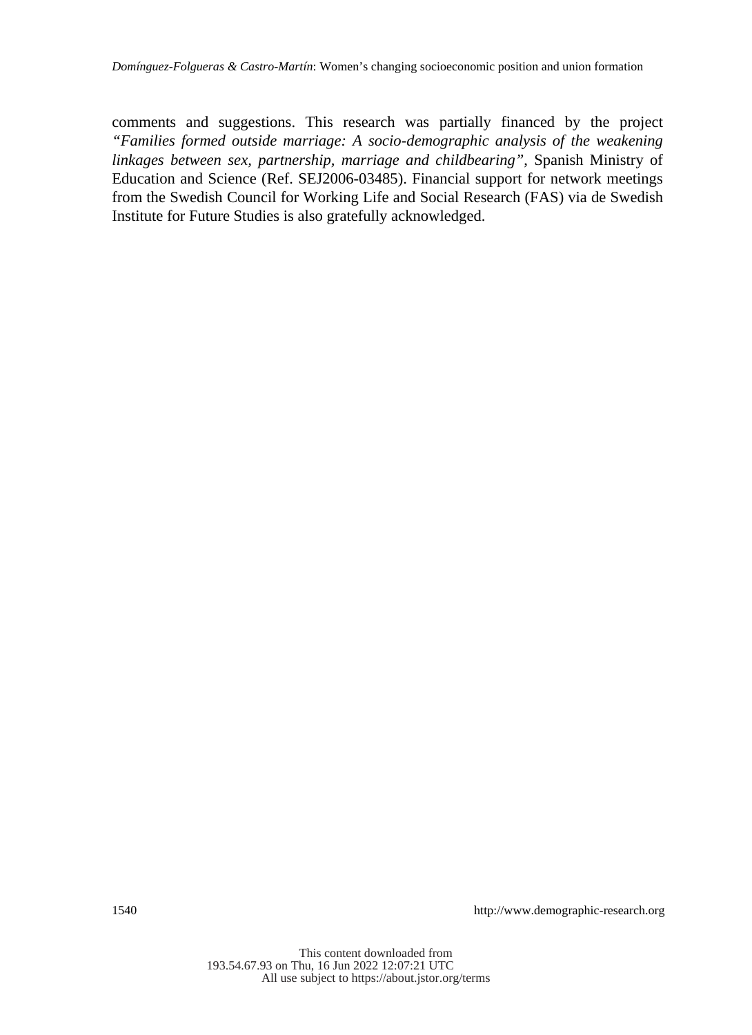comments and suggestions. This research was partially financed by the project *"Families formed outside marriage: A socio-demographic analysis of the weakening linkages between sex, partnership, marriage and childbearing"*, Spanish Ministry of Education and Science (Ref. SEJ2006-03485). Financial support for network meetings from the Swedish Council for Working Life and Social Research (FAS) via de Swedish Institute for Future Studies is also gratefully acknowledged.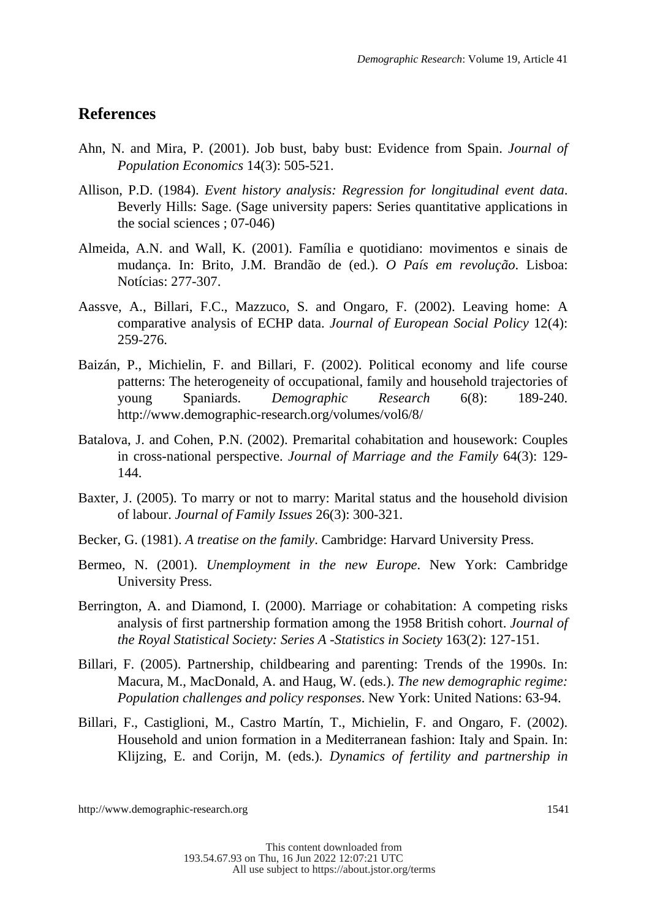## References

Ahn, N. and Mira, P. (2001). Job bust, baby bust: Evidence from Spain. *Journal of Population Economics* 14(3): 505-521.

Allison, P.D. (1984). *Event history analysis: Regression for longitudinal event data*. Beverly Hills: Sage. (Sage university papers: Series quantitative applications in the social sciences ; 07-046)

Almeida, A.N. and Wall, K. (2001). Família e quotidiano: movimentos e sinais de mudança. In: Brito, J.M. Brandão de (ed.). *O País em revolução*. Lisboa: Notícias: 277-307.

Aassve, A., Billari, F.C., Mazzuco, S. and Ongaro, F. (2002). Leaving home: A comparative analysis of ECHP data. *Journal of European Social Policy* 12(4): 259-276.

Baizán, P., Michielin, F. and Billari, F. (2002). Political economy and life course patterns: The heterogeneity of occupational, family and household trajectories of young Spaniards. *Demographic Research* 6(8): 189-240. http://www.demographic-research.org/volumes/vol6/8/

Batalova, J. and Cohen, P.N. (2002). Premarital cohabitation and housework: Couples in cross-national perspective. *Journal of Marriage and the Family* 64(3): 129-144.

Baxter, J. (2005). To marry or not to marry: Marital status and the household division of labour. *Journal of Family Issues* 26(3): 300-321.

Becker, G. (1981). *A treatise on the family*. Cambridge: Harvard University Press.

Bermeo, N. (2001). *Unemployment in the new Europe*. New York: Cambridge University Press.

Berrington, A. and Diamond, I. (2000). Marriage or cohabitation: A competing risks analysis of first partnership formation among the 1958 British cohort. *Journal of the Royal Statistical Society: Series A -Statistics in Society* 163(2): 127-151.

Billari, F. (2005). Partnership, childbearing and parenting: Trends of the 1990s. In: Macura, M., MacDonald, A. and Haug, W. (eds.). *The new demographic regime: Population challenges and policy responses*. New York: United Nations: 63-94.

Billari, F., Castiglioni, M., Castro Martín, T., Michielin, F. and Ongaro, F. (2002). Household and union formation in a Mediterranean fashion: Italy and Spain. In: Klijzing, E. and Corijn, M. (eds.). *Dynamics of fertility and partnership in*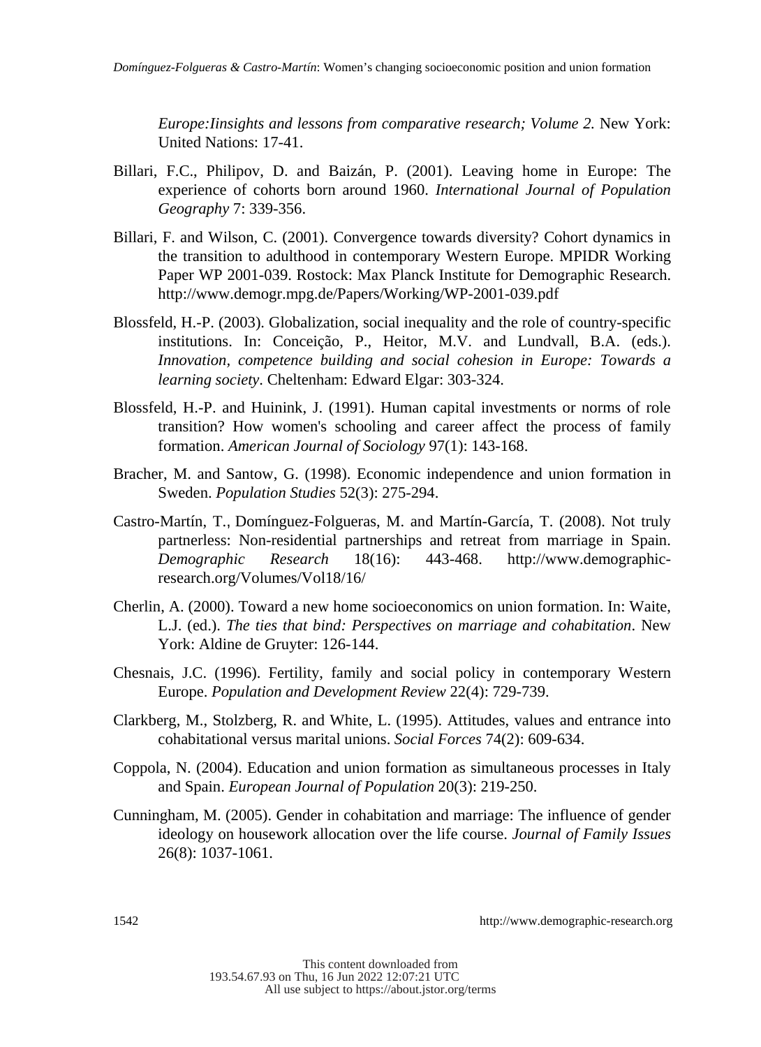*Europe:Iinsights and lessons from comparative research; Volume 2.* New York: United Nations: 17-41.

Billari, F.C., Philipov, D. and Baizán, P. (2001). Leaving home in Europe: The experience of cohorts born around 1960. *International Journal of Population Geography* 7: 339-356.

Billari, F. and Wilson, C. (2001). Convergence towards diversity? Cohort dynamics in the transition to adulthood in contemporary Western Europe. MPIDR Working Paper WP 2001-039. Rostock: Max Planck Institute for Demographic Research. http://www.demogr.mpg.de/Papers/Working/WP-2001-039.pdf

Blossfeld, H.-P. (2003). Globalization, social inequality and the role of country-specific institutions. In: Conceição, P., Heitor, M.V. and Lundvall, B.A. (eds.). *Innovation, competence building and social cohesion in Europe: Towards a learning society*. Cheltenham: Edward Elgar: 303-324.

Blossfeld, H.-P. and Huinink, J. (1991). Human capital investments or norms of role transition? How women's schooling and career affect the process of family formation. *American Journal of Sociology* 97(1): 143-168.

Bracher, M. and Santow, G. (1998). Economic independence and union formation in Sweden. *Population Studies* 52(3): 275-294.

Castro-Martín, T., Domínguez-Folgueras, M. and Martín-García, T. (2008). Not truly partnerless: Non-residential partnerships and retreat from marriage in Spain. *Demographic Research* 18(16): 443-468. http://www.demographic-research.org/Volumes/Vol18/16/

Cherlin, A. (2000). Toward a new home socioeconomics on union formation. In: Waite, L.J. (ed.). *The ties that bind: Perspectives on marriage and cohabitation*. New York: Aldine de Gruyter: 126-144.

Chesnais, J.C. (1996). Fertility, family and social policy in contemporary Western Europe. *Population and Development Review* 22(4): 729-739.

Clarkberg, M., Stolzberg, R. and White, L. (1995). Attitudes, values and entrance into cohabitational versus marital unions. *Social Forces* 74(2): 609-634.

Coppola, N. (2004). Education and union formation as simultaneous processes in Italy and Spain. *European Journal of Population* 20(3): 219-250.

Cunningham, M. (2005). Gender in cohabitation and marriage: The influence of gender ideology on housework allocation over the life course. *Journal of Family Issues* 26(8): 1037-1061.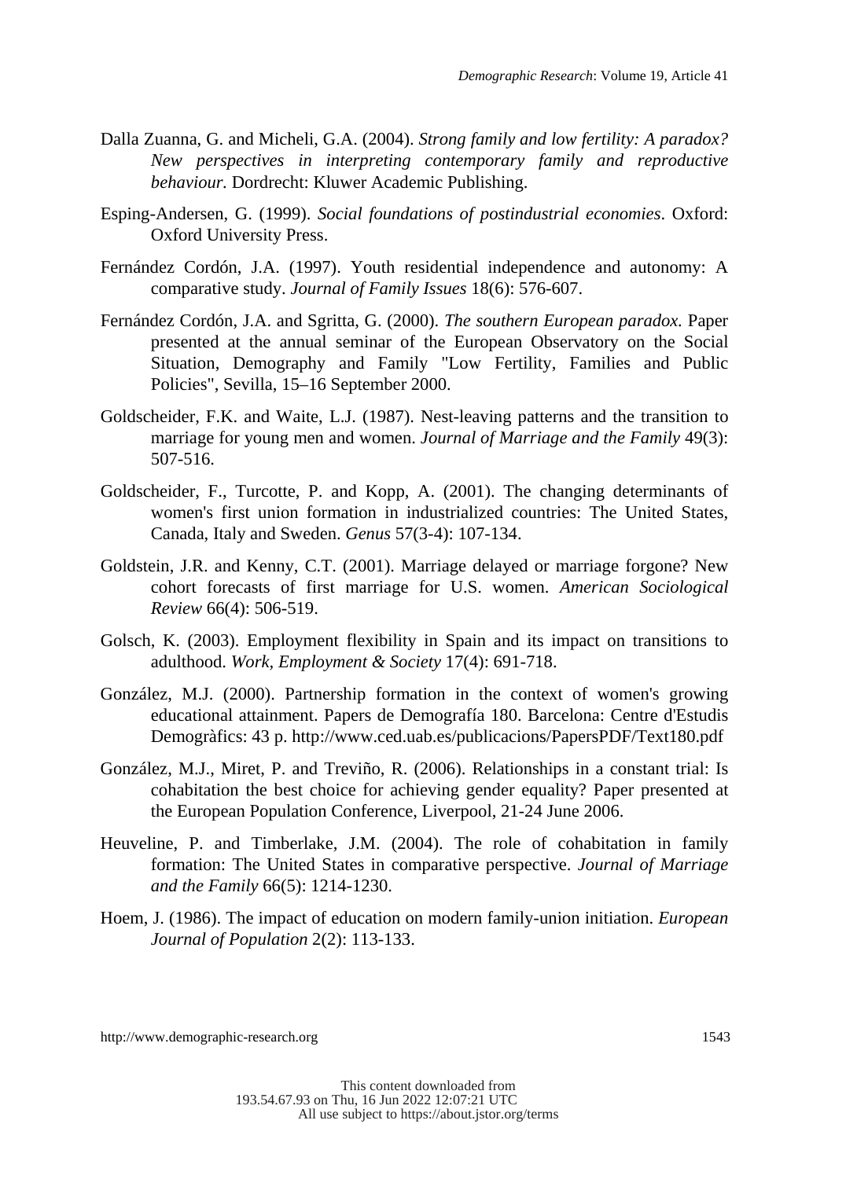Dalla Zuanna, G. and Micheli, G.A. (2004). *Strong family and low fertility: A paradox? New perspectives in interpreting contemporary family and reproductive behaviour.* Dordrecht: Kluwer Academic Publishing.

Esping-Andersen, G. (1999). *Social foundations of postindustrial economies*. Oxford: Oxford University Press.

Fernández Cordón, J.A. (1997). Youth residential independence and autonomy: A comparative study. *Journal of Family Issues* 18(6): 576-607.

Fernández Cordón, J.A. and Sgritta, G. (2000). *The southern European paradox.* Paper presented at the annual seminar of the European Observatory on the Social Situation, Demography and Family "Low Fertility, Families and Public Policies", Sevilla, 15–16 September 2000.

Goldscheider, F.K. and Waite, L.J. (1987). Nest-leaving patterns and the transition to marriage for young men and women. *Journal of Marriage and the Family* 49(3): 507-516.

Goldscheider, F., Turcotte, P. and Kopp, A. (2001). The changing determinants of women's first union formation in industrialized countries: The United States, Canada, Italy and Sweden. *Genus* 57(3-4): 107-134.

Goldstein, J.R. and Kenny, C.T. (2001). Marriage delayed or marriage forgone? New cohort forecasts of first marriage for U.S. women. *American Sociological Review* 66(4): 506-519.

Golsch, K. (2003). Employment flexibility in Spain and its impact on transitions to adulthood. *Work, Employment & Society* 17(4): 691-718.

González, M.J. (2000). Partnership formation in the context of women's growing educational attainment. Papers de Demografía 180. Barcelona: Centre d'Estudis Demogràfics: 43 p. http://www.ced.uab.es/publicacions/PapersPDF/Text180.pdf

González, M.J., Miret, P. and Treviño, R. (2006). Relationships in a constant trial: Is cohabitation the best choice for achieving gender equality? Paper presented at the European Population Conference, Liverpool, 21-24 June 2006.

Heuveline, P. and Timberlake, J.M. (2004). The role of cohabitation in family formation: The United States in comparative perspective. *Journal of Marriage and the Family* 66(5): 1214-1230.

Hoem, J. (1986). The impact of education on modern family-union initiation. *European Journal of Population* 2(2): 113-133.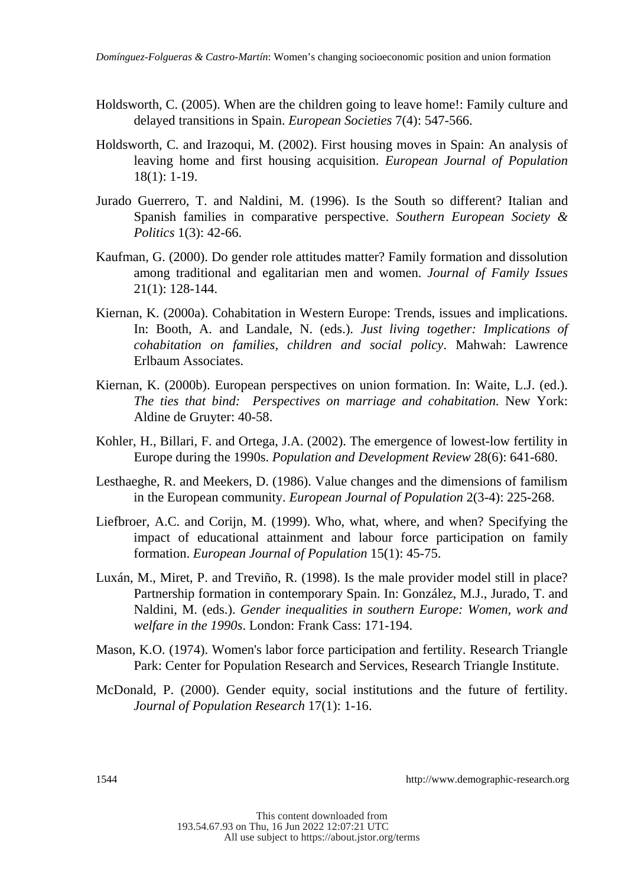Holdsworth, C. (2005). When are the children going to leave home!: Family culture and delayed transitions in Spain. *European Societies* 7(4): 547-566.

Holdsworth, C. and Irazoqui, M. (2002). First housing moves in Spain: An analysis of leaving home and first housing acquisition. *European Journal of Population* 18(1): 1-19.

Jurado Guerrero, T. and Naldini, M. (1996). Is the South so different? Italian and Spanish families in comparative perspective. *Southern European Society & Politics* 1(3): 42-66.

Kaufman, G. (2000). Do gender role attitudes matter? Family formation and dissolution among traditional and egalitarian men and women. *Journal of Family Issues* 21(1): 128-144.

Kiernan, K. (2000a). Cohabitation in Western Europe: Trends, issues and implications. In: Booth, A. and Landale, N. (eds.). *Just living together: Implications of cohabitation on families, children and social policy*. Mahwah: Lawrence Erlbaum Associates.

Kiernan, K. (2000b). European perspectives on union formation. In: Waite, L.J. (ed.). *The ties that bind: Perspectives on marriage and cohabitation*. New York: Aldine de Gruyter: 40-58.

Kohler, H., Billari, F. and Ortega, J.A. (2002). The emergence of lowest-low fertility in Europe during the 1990s. *Population and Development Review* 28(6): 641-680.

Lesthaeghe, R. and Meekers, D. (1986). Value changes and the dimensions of familism in the European community. *European Journal of Population* 2(3-4): 225-268.

Liefbroer, A.C. and Corijn, M. (1999). Who, what, where, and when? Specifying the impact of educational attainment and labour force participation on family formation. *European Journal of Population* 15(1): 45-75.

Luxán, M., Miret, P. and Treviño, R. (1998). Is the male provider model still in place? Partnership formation in contemporary Spain. In: González, M.J., Jurado, T. and Naldini, M. (eds.). *Gender inequalities in southern Europe: Women, work and welfare in the 1990s*. London: Frank Cass: 171-194.

Mason, K.O. (1974). Women's labor force participation and fertility. Research Triangle Park: Center for Population Research and Services, Research Triangle Institute.

McDonald, P. (2000). Gender equity, social institutions and the future of fertility. *Journal of Population Research* 17(1): 1-16.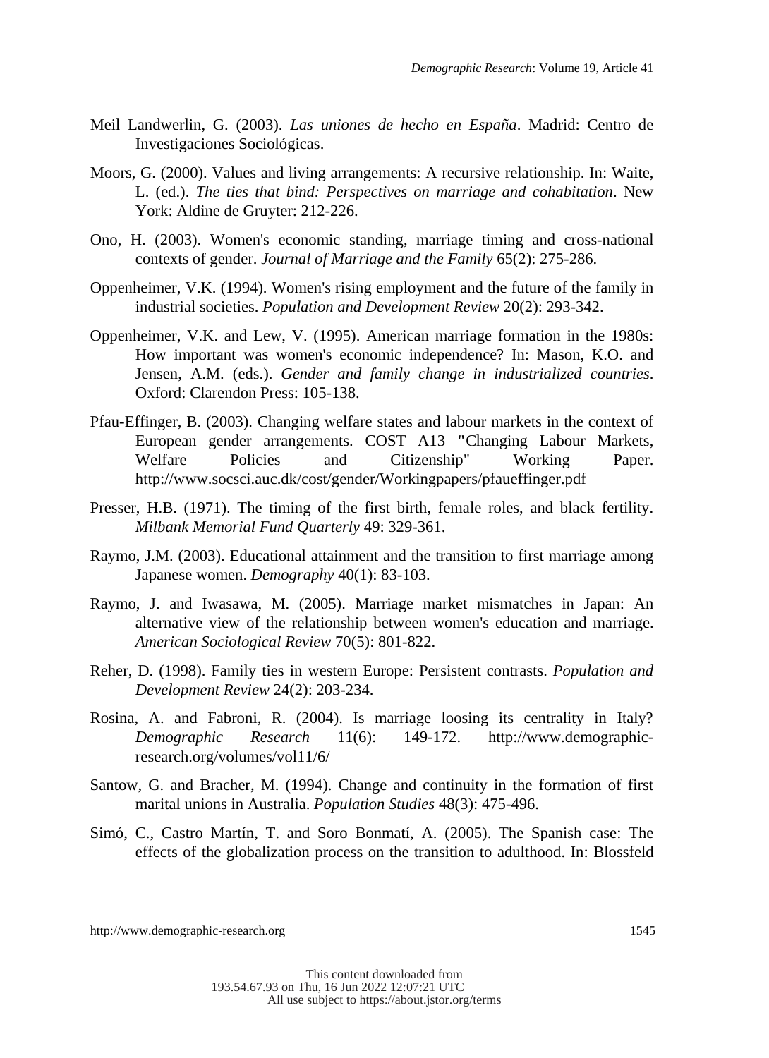Meil Landwerlin, G. (2003). *Las uniones de hecho en España*. Madrid: Centro de Investigaciones Sociológicas.

Moors, G. (2000). Values and living arrangements: A recursive relationship. In: Waite, L. (ed.). *The ties that bind: Perspectives on marriage and cohabitation*. New York: Aldine de Gruyter: 212-226.

Ono, H. (2003). Women's economic standing, marriage timing and cross-national contexts of gender. *Journal of Marriage and the Family* 65(2): 275-286.

Oppenheimer, V.K. (1994). Women's rising employment and the future of the family in industrial societies. *Population and Development Review* 20(2): 293-342.

Oppenheimer, V.K. and Lew, V. (1995). American marriage formation in the 1980s: How important was women's economic independence? In: Mason, K.O. and Jensen, A.M. (eds.). *Gender and family change in industrialized countries*. Oxford: Clarendon Press: 105-138.

Pfau-Effinger, B. (2003). Changing welfare states and labour markets in the context of European gender arrangements. COST A13 "Changing Labour Markets, Welfare Policies and Citizenship" Working Paper. http://www.socsci.auc.dk/cost/gender/Workingpapers/pfaueffinger.pdf

Presser, H.B. (1971). The timing of the first birth, female roles, and black fertility. *Milbank Memorial Fund Quarterly* 49: 329-361.

Raymo, J.M. (2003). Educational attainment and the transition to first marriage among Japanese women. *Demography* 40(1): 83-103.

Raymo, J. and Iwasawa, M. (2005). Marriage market mismatches in Japan: An alternative view of the relationship between women's education and marriage. *American Sociological Review* 70(5): 801-822.

Reher, D. (1998). Family ties in western Europe: Persistent contrasts. *Population and Development Review* 24(2): 203-234.

Rosina, A. and Fabroni, R. (2004). Is marriage loosing its centrality in Italy? *Demographic Research* 11(6): 149-172. http://www.demographic-research.org/volumes/vol11/6/

Santow, G. and Bracher, M. (1994). Change and continuity in the formation of first marital unions in Australia. *Population Studies* 48(3): 475-496.

Simó, C., Castro Martín, T. and Soro Bonmatí, A. (2005). The Spanish case: The effects of the globalization process on the transition to adulthood. In: Blossfeld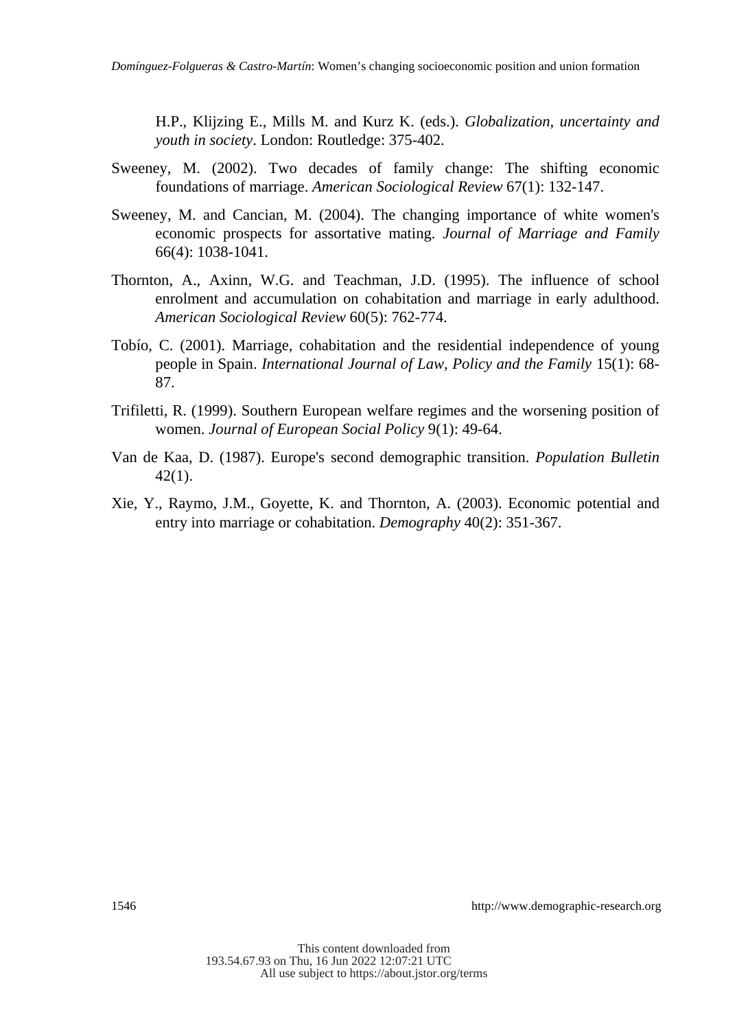H.P., Klijzing E., Mills M. and Kurz K. (eds.). *Globalization, uncertainty and youth in society*. London: Routledge: 375-402.

Sweeney, M. (2002). Two decades of family change: The shifting economic foundations of marriage. *American Sociological Review* 67(1): 132-147.

Sweeney, M. and Cancian, M. (2004). The changing importance of white women's economic prospects for assortative mating. *Journal of Marriage and Family* 66(4): 1038-1041.

Thornton, A., Axinn, W.G. and Teachman, J.D. (1995). The influence of school enrolment and accumulation on cohabitation and marriage in early adulthood. *American Sociological Review* 60(5): 762-774.

Tobío, C. (2001). Marriage, cohabitation and the residential independence of young people in Spain. *International Journal of Law, Policy and the Family* 15(1): 68-87.

Trifiletti, R. (1999). Southern European welfare regimes and the worsening position of women. *Journal of European Social Policy* 9(1): 49-64.

Van de Kaa, D. (1987). Europe's second demographic transition. *Population Bulletin* 42(1).

Xie, Y., Raymo, J.M., Goyette, K. and Thornton, A. (2003). Economic potential and entry into marriage or cohabitation. *Demography* 40(2): 351-367.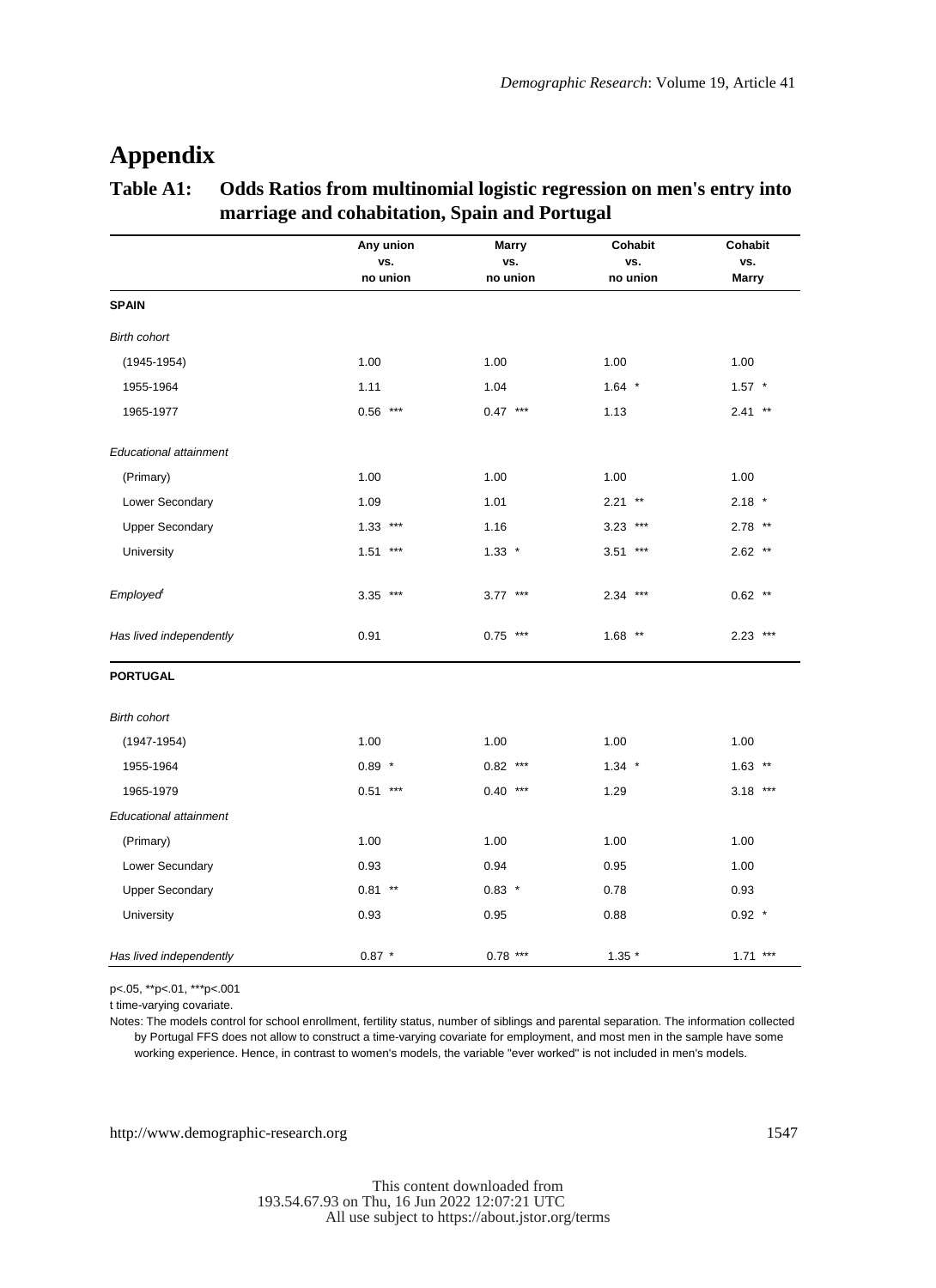# Appendix

**Table A1: Odds Ratios from multinomial logistic regression on men's entry into marriage and cohabitation, Spain and Portugal**

| | Any union vs. no union | Marry vs. no union | Cohabit vs. no union | Cohabit vs. Marry |
|---|---|---|---|---|
| **SPAIN** | | | | |
| *Birth cohort* | | | | |
| (1945-1954) | 1.00 | 1.00 | 1.00 | 1.00 |
| 1955-1964 | 1.11 | 1.04 | 1.64 * | 1.57 * |
| 1965-1977 | 0.56 *** | 0.47 *** | 1.13 | 2.41 ** |
| *Educational attainment* | | | | |
| (Primary) | 1.00 | 1.00 | 1.00 | 1.00 |
| Lower Secondary | 1.09 | 1.01 | 2.21 ** | 2.18 * |
| Upper Secondary | 1.33 *** | 1.16 | 3.23 *** | 2.78 ** |
| University | 1.51 *** | 1.33 * | 3.51 *** | 2.62 ** |
| *Employed*[t] | 3.35 *** | 3.77 *** | 2.34 *** | 0.62 ** |
| *Has lived independently* | 0.91 | 0.75 *** | 1.68 ** | 2.23 *** |
| **PORTUGAL** | | | | |
| *Birth cohort* | | | | |
| (1947-1954) | 1.00 | 1.00 | 1.00 | 1.00 |
| 1955-1964 | 0.89 * | 0.82 *** | 1.34 * | 1.63 ** |
| 1965-1979 | 0.51 *** | 0.40 *** | 1.29 | 3.18 *** |
| *Educational attainment* | | | | |
| (Primary) | 1.00 | 1.00 | 1.00 | 1.00 |
| Lower Secundary | 0.93 | 0.94 | 0.95 | 1.00 |
| Upper Secondary | 0.81 ** | 0.83 * | 0.78 | 0.93 |
| University | 0.93 | 0.95 | 0.88 | 0.92 * |
| *Has lived independently* | 0.87 * | 0.78 *** | 1.35 * | 1.71 *** |

p<.05, **p<.01, ***p<.001

t time-varying covariate.

Notes: The models control for school enrollment, fertility status, number of siblings and parental separation. The information collected by Portugal FFS does not allow to construct a time-varying covariate for employment, and most men in the sample have some working experience. Hence, in contrast to women's models, the variable "ever worked" is not included in men's models.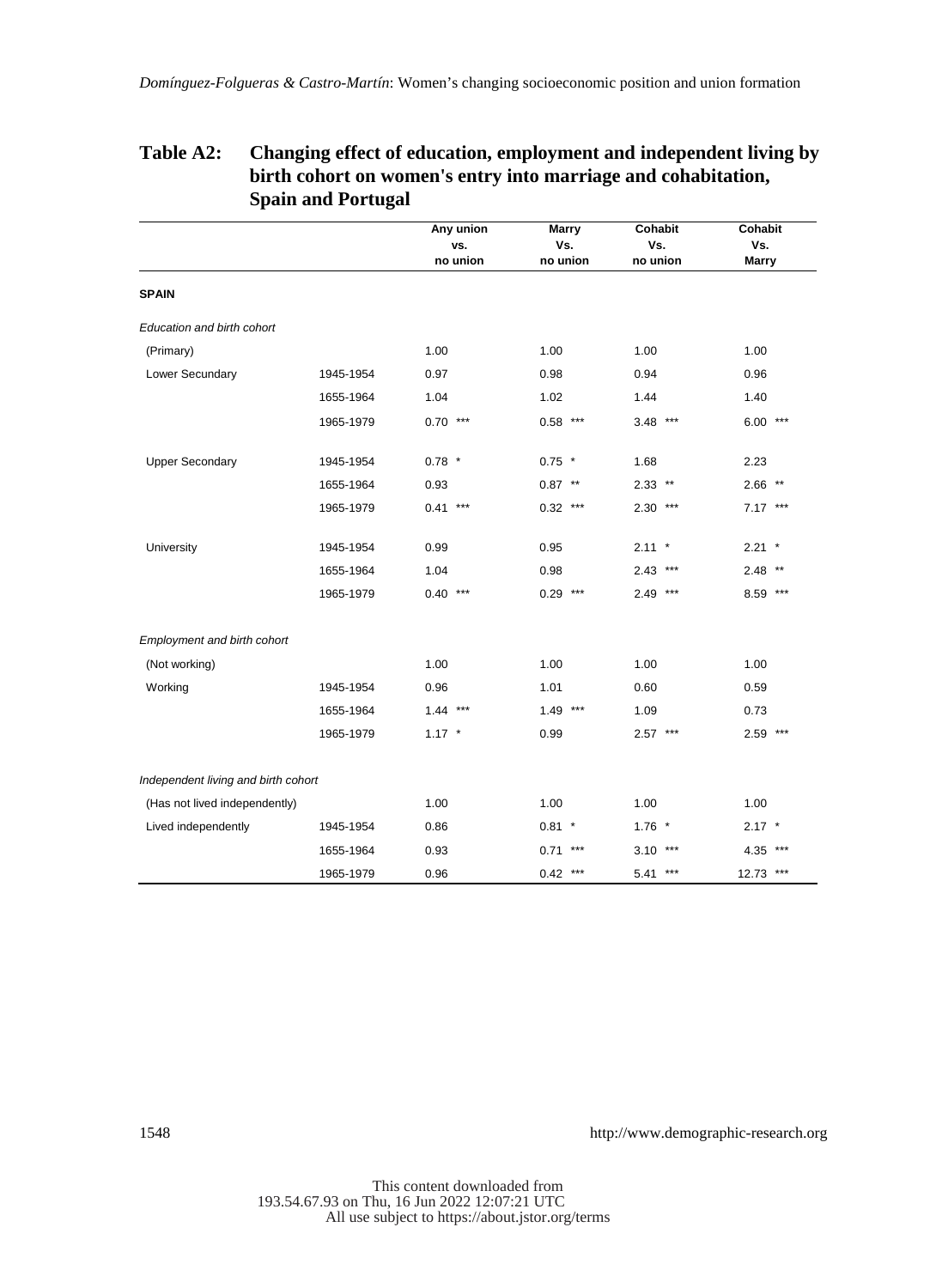**Table A2: Changing effect of education, employment and independent living by birth cohort on women's entry into marriage and cohabitation, Spain and Portugal**

| | | Any union vs. no union | Marry Vs. no union | Cohabit Vs. no union | Cohabit Vs. Marry |
|---|---|---|---|---|---|
| **SPAIN** | | | | | |
| *Education and birth cohort* | | | | | |
| (Primary) | | 1.00 | 1.00 | 1.00 | 1.00 |
| Lower Secundary | 1945-1954 | 0.97 | 0.98 | 0.94 | 0.96 |
| | 1655-1964 | 1.04 | 1.02 | 1.44 | 1.40 |
| | 1965-1979 | 0.70 *** | 0.58 *** | 3.48 *** | 6.00 *** |
| Upper Secondary | 1945-1954 | 0.78 * | 0.75 * | 1.68 | 2.23 |
| | 1655-1964 | 0.93 | 0.87 ** | 2.33 ** | 2.66 ** |
| | 1965-1979 | 0.41 *** | 0.32 *** | 2.30 *** | 7.17 *** |
| University | 1945-1954 | 0.99 | 0.95 | 2.11 * | 2.21 * |
| | 1655-1964 | 1.04 | 0.98 | 2.43 *** | 2.48 ** |
| | 1965-1979 | 0.40 *** | 0.29 *** | 2.49 *** | 8.59 *** |
| *Employment and birth cohort* | | | | | |
| (Not working) | | 1.00 | 1.00 | 1.00 | 1.00 |
| Working | 1945-1954 | 0.96 | 1.01 | 0.60 | 0.59 |
| | 1655-1964 | 1.44 *** | 1.49 *** | 1.09 | 0.73 |
| | 1965-1979 | 1.17 * | 0.99 | 2.57 *** | 2.59 *** |
| *Independent living and birth cohort* | | | | | |
| (Has not lived independently) | | 1.00 | 1.00 | 1.00 | 1.00 |
| Lived independently | 1945-1954 | 0.86 | 0.81 * | 1.76 * | 2.17 * |
| | 1655-1964 | 0.93 | 0.71 *** | 3.10 *** | 4.35 *** |
| | 1965-1979 | 0.96 | 0.42 *** | 5.41 *** | 12.73 *** |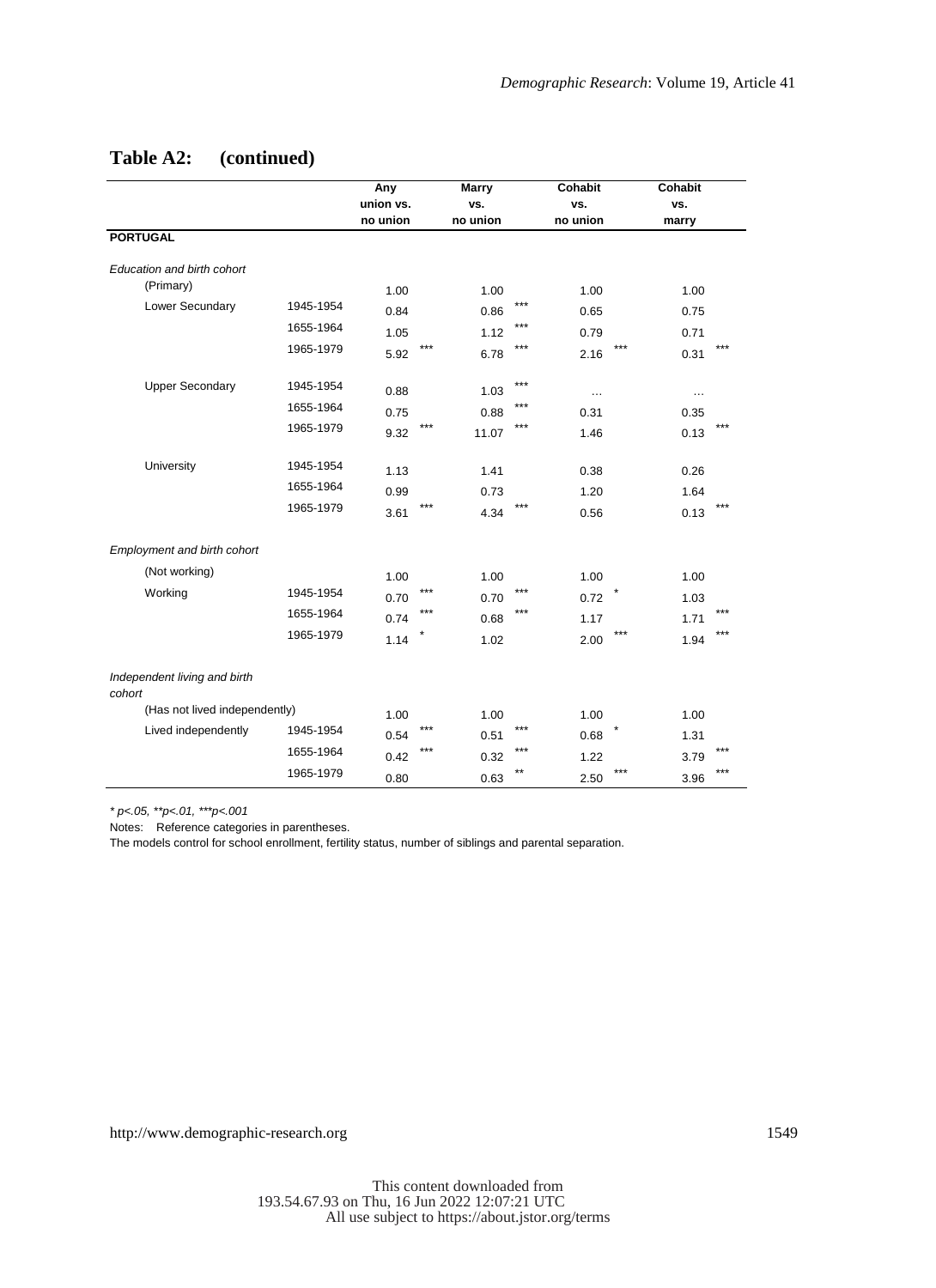## Table A2: (continued)

| | | Any union vs. no union | | Marry vs. no union | | Cohabit vs. no union | | Cohabit vs. marry | |
|---|---|---|---|---|---|---|---|---|---|
| **PORTUGAL** | | | | | | | | | |
| *Education and birth cohort* | | | | | | | | | |
| (Primary) | | 1.00 | | 1.00 | | 1.00 | | 1.00 | |
| Lower Secundary | 1945-1954 | 0.84 | | 0.86 | *** | 0.65 | | 0.75 | |
| | 1655-1964 | 1.05 | | 1.12 | *** | 0.79 | | 0.71 | |
| | 1965-1979 | 5.92 | *** | 6.78 | *** | 2.16 | *** | 0.31 | *** |
| Upper Secondary | 1945-1954 | 0.88 | | 1.03 | *** | … | | … | |
| | 1655-1964 | 0.75 | | 0.88 | *** | 0.31 | | 0.35 | |
| | 1965-1979 | 9.32 | *** | 11.07 | *** | 1.46 | | 0.13 | *** |
| University | 1945-1954 | 1.13 | | 1.41 | | 0.38 | | 0.26 | |
| | 1655-1964 | 0.99 | | 0.73 | | 1.20 | | 1.64 | |
| | 1965-1979 | 3.61 | *** | 4.34 | *** | 0.56 | | 0.13 | *** |
| *Employment and birth cohort* | | | | | | | | | |
| (Not working) | | 1.00 | | 1.00 | | 1.00 | | 1.00 | |
| Working | 1945-1954 | 0.70 | *** | 0.70 | *** | 0.72 | * | 1.03 | |
| | 1655-1964 | 0.74 | *** | 0.68 | *** | 1.17 | | 1.71 | *** |
| | 1965-1979 | 1.14 | * | 1.02 | | 2.00 | *** | 1.94 | *** |
| *Independent living and birth cohort* | | | | | | | | | |
| (Has not lived independently) | | 1.00 | | 1.00 | | 1.00 | | 1.00 | |
| Lived independently | 1945-1954 | 0.54 | *** | 0.51 | *** | 0.68 | * | 1.31 | |
| | 1655-1964 | 0.42 | *** | 0.32 | *** | 1.22 | | 3.79 | *** |
| | 1965-1979 | 0.80 | | 0.63 | ** | 2.50 | *** | 3.96 | *** |

*\* p<.05, \*\*p<.01, \*\*\*p<.001*

Notes: Reference categories in parentheses.

The models control for school enrollment, fertility status, number of siblings and parental separation.